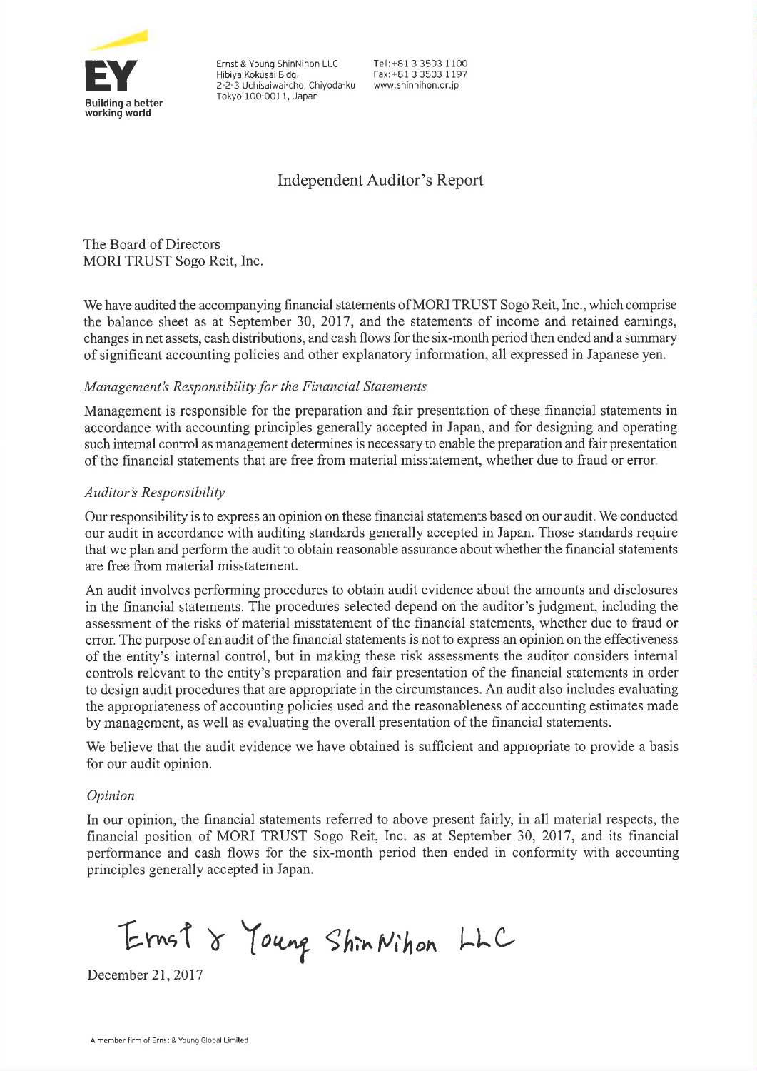Ernst & Young ShinNihon LLC
Hibiya Kokusai Bldg.
2-2-3 Uchisaiwai-cho, Chiyoda-ku
Tokyo 100-0011, Japan

Tel: +81 3 3503 1100
Fax: +81 3 3503 1197
www.shinnihon.or.jp

# Independent Auditor's Report

The Board of Directors
MORI TRUST Sogo Reit, Inc.

We have audited the accompanying financial statements of MORI TRUST Sogo Reit, Inc., which comprise the balance sheet as at September 30, 2017, and the statements of income and retained earnings, changes in net assets, cash distributions, and cash flows for the six-month period then ended and a summary of significant accounting policies and other explanatory information, all expressed in Japanese yen.

### *Management's Responsibility for the Financial Statements*

Management is responsible for the preparation and fair presentation of these financial statements in accordance with accounting principles generally accepted in Japan, and for designing and operating such internal control as management determines is necessary to enable the preparation and fair presentation of the financial statements that are free from material misstatement, whether due to fraud or error.

### *Auditor's Responsibility*

Our responsibility is to express an opinion on these financial statements based on our audit. We conducted our audit in accordance with auditing standards generally accepted in Japan. Those standards require that we plan and perform the audit to obtain reasonable assurance about whether the financial statements are free from material misstatement.

An audit involves performing procedures to obtain audit evidence about the amounts and disclosures in the financial statements. The procedures selected depend on the auditor's judgment, including the assessment of the risks of material misstatement of the financial statements, whether due to fraud or error. The purpose of an audit of the financial statements is not to express an opinion on the effectiveness of the entity's internal control, but in making these risk assessments the auditor considers internal controls relevant to the entity's preparation and fair presentation of the financial statements in order to design audit procedures that are appropriate in the circumstances. An audit also includes evaluating the appropriateness of accounting policies used and the reasonableness of accounting estimates made by management, as well as evaluating the overall presentation of the financial statements.

We believe that the audit evidence we have obtained is sufficient and appropriate to provide a basis for our audit opinion.

### *Opinion*

In our opinion, the financial statements referred to above present fairly, in all material respects, the financial position of MORI TRUST Sogo Reit, Inc. as at September 30, 2017, and its financial performance and cash flows for the six-month period then ended in conformity with accounting principles generally accepted in Japan.

Ernst & Young ShinNihon LLC

December 21, 2017

A member firm of Ernst & Young Global Limited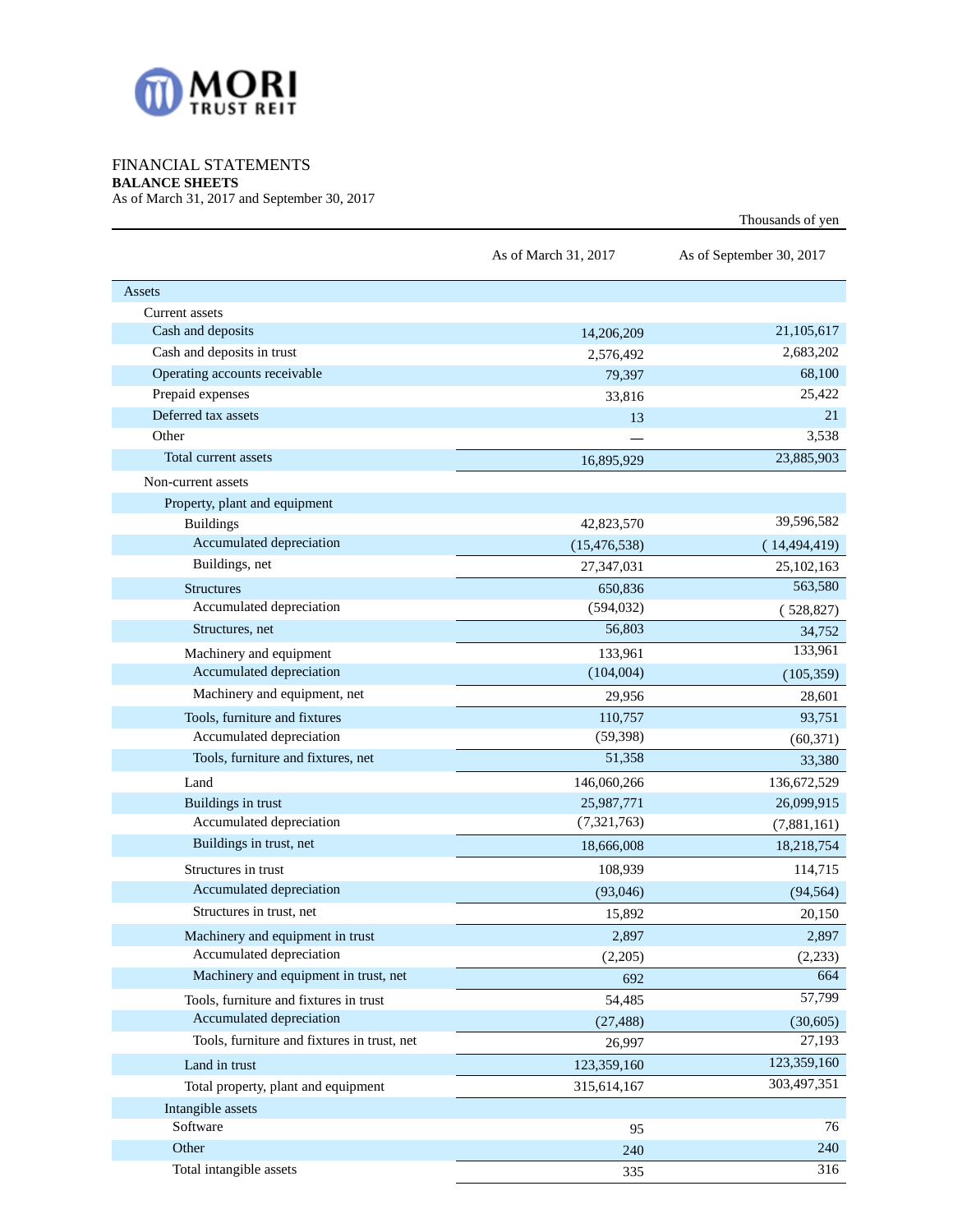FINANCIAL STATEMENTS

**BALANCE SHEETS**

As of March 31, 2017 and September 30, 2017

Thousands of yen

| | As of March 31, 2017 | As of September 30, 2017 |
|---|---|---|
| Assets | | |
| Current assets | | |
| Cash and deposits | 14,206,209 | 21,105,617 |
| Cash and deposits in trust | 2,576,492 | 2,683,202 |
| Operating accounts receivable | 79,397 | 68,100 |
| Prepaid expenses | 33,816 | 25,422 |
| Deferred tax assets | 13 | 21 |
| Other | — | 3,538 |
| Total current assets | 16,895,929 | 23,885,903 |
| Non-current assets | | |
| Property, plant and equipment | | |
| Buildings | 42,823,570 | 39,596,582 |
| Accumulated depreciation | (15,476,538) | ( 14,494,419) |
| Buildings, net | 27,347,031 | 25,102,163 |
| Structures | 650,836 | 563,580 |
| Accumulated depreciation | (594,032) | ( 528,827) |
| Structures, net | 56,803 | 34,752 |
| Machinery and equipment | 133,961 | 133,961 |
| Accumulated depreciation | (104,004) | (105,359) |
| Machinery and equipment, net | 29,956 | 28,601 |
| Tools, furniture and fixtures | 110,757 | 93,751 |
| Accumulated depreciation | (59,398) | (60,371) |
| Tools, furniture and fixtures, net | 51,358 | 33,380 |
| Land | 146,060,266 | 136,672,529 |
| Buildings in trust | 25,987,771 | 26,099,915 |
| Accumulated depreciation | (7,321,763) | (7,881,161) |
| Buildings in trust, net | 18,666,008 | 18,218,754 |
| Structures in trust | 108,939 | 114,715 |
| Accumulated depreciation | (93,046) | (94,564) |
| Structures in trust, net | 15,892 | 20,150 |
| Machinery and equipment in trust | 2,897 | 2,897 |
| Accumulated depreciation | (2,205) | (2,233) |
| Machinery and equipment in trust, net | 692 | 664 |
| Tools, furniture and fixtures in trust | 54,485 | 57,799 |
| Accumulated depreciation | (27,488) | (30,605) |
| Tools, furniture and fixtures in trust, net | 26,997 | 27,193 |
| Land in trust | 123,359,160 | 123,359,160 |
| Total property, plant and equipment | 315,614,167 | 303,497,351 |
| Intangible assets | | |
| Software | 95 | 76 |
| Other | 240 | 240 |
| Total intangible assets | 335 | 316 |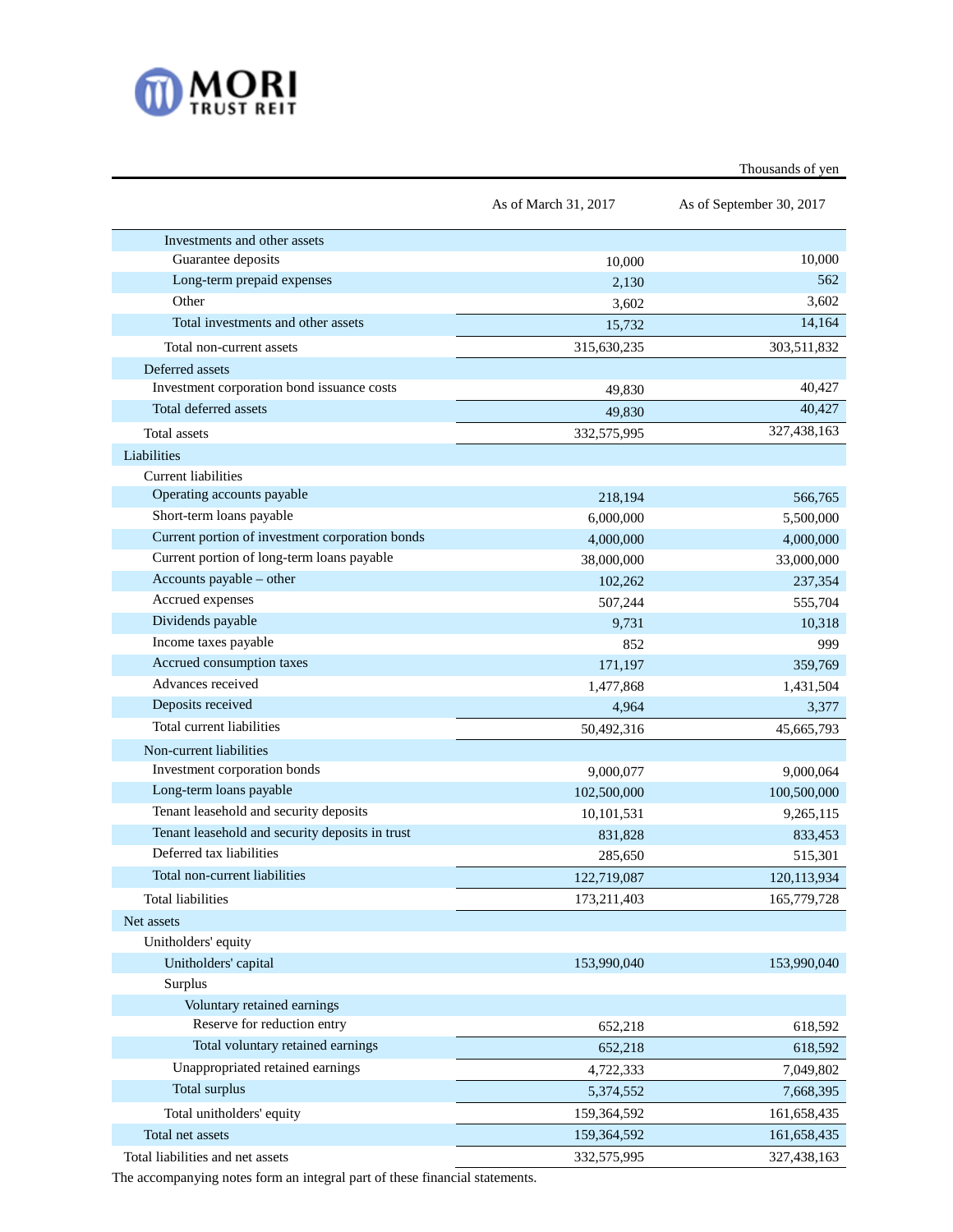Thousands of yen

| | As of March 31, 2017 | As of September 30, 2017 |
|---|---|---|
| Investments and other assets | | |
| Guarantee deposits | 10,000 | 10,000 |
| Long-term prepaid expenses | 2,130 | 562 |
| Other | 3,602 | 3,602 |
| Total investments and other assets | 15,732 | 14,164 |
| Total non-current assets | 315,630,235 | 303,511,832 |
| Deferred assets | | |
| Investment corporation bond issuance costs | 49,830 | 40,427 |
| Total deferred assets | 49,830 | 40,427 |
| Total assets | 332,575,995 | 327,438,163 |
| Liabilities | | |
| Current liabilities | | |
| Operating accounts payable | 218,194 | 566,765 |
| Short-term loans payable | 6,000,000 | 5,500,000 |
| Current portion of investment corporation bonds | 4,000,000 | 4,000,000 |
| Current portion of long-term loans payable | 38,000,000 | 33,000,000 |
| Accounts payable – other | 102,262 | 237,354 |
| Accrued expenses | 507,244 | 555,704 |
| Dividends payable | 9,731 | 10,318 |
| Income taxes payable | 852 | 999 |
| Accrued consumption taxes | 171,197 | 359,769 |
| Advances received | 1,477,868 | 1,431,504 |
| Deposits received | 4,964 | 3,377 |
| Total current liabilities | 50,492,316 | 45,665,793 |
| Non-current liabilities | | |
| Investment corporation bonds | 9,000,077 | 9,000,064 |
| Long-term loans payable | 102,500,000 | 100,500,000 |
| Tenant leasehold and security deposits | 10,101,531 | 9,265,115 |
| Tenant leasehold and security deposits in trust | 831,828 | 833,453 |
| Deferred tax liabilities | 285,650 | 515,301 |
| Total non-current liabilities | 122,719,087 | 120,113,934 |
| Total liabilities | 173,211,403 | 165,779,728 |
| Net assets | | |
| Unitholders' equity | | |
| Unitholders' capital | 153,990,040 | 153,990,040 |
| Surplus | | |
| Voluntary retained earnings | | |
| Reserve for reduction entry | 652,218 | 618,592 |
| Total voluntary retained earnings | 652,218 | 618,592 |
| Unappropriated retained earnings | 4,722,333 | 7,049,802 |
| Total surplus | 5,374,552 | 7,668,395 |
| Total unitholders' equity | 159,364,592 | 161,658,435 |
| Total net assets | 159,364,592 | 161,658,435 |
| Total liabilities and net assets | 332,575,995 | 327,438,163 |

The accompanying notes form an integral part of these financial statements.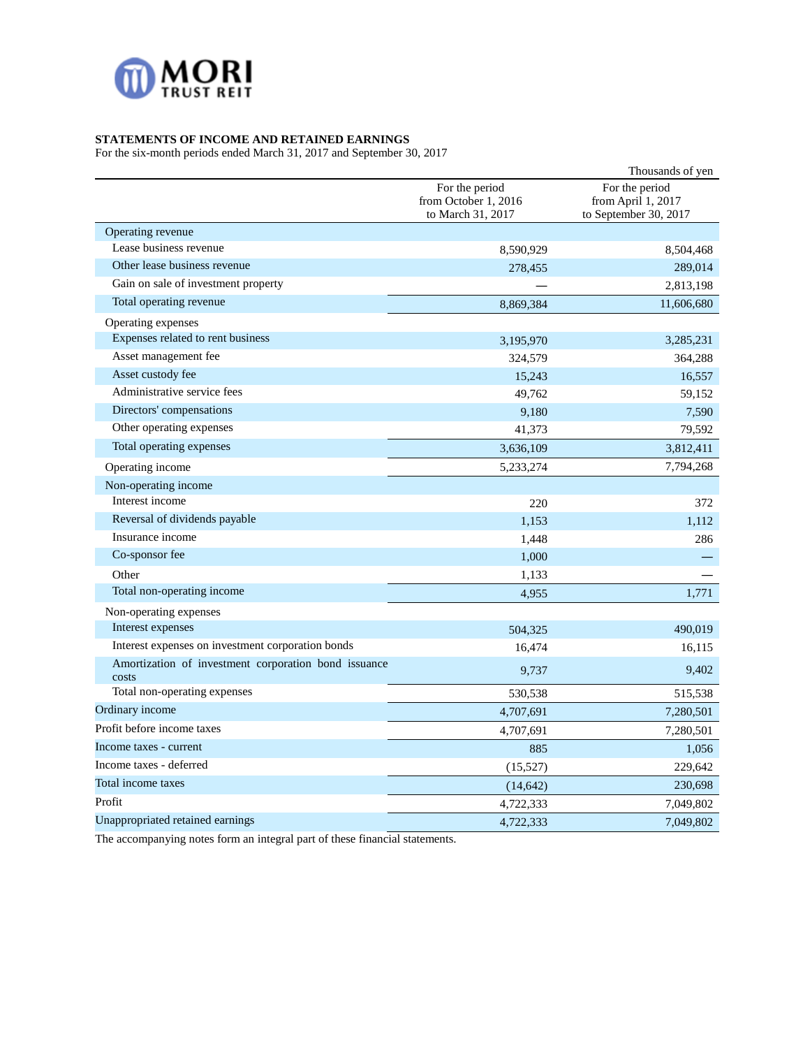MORI TRUST REIT

**STATEMENTS OF INCOME AND RETAINED EARNINGS**

For the six-month periods ended March 31, 2017 and September 30, 2017

Thousands of yen

| | For the period from October 1, 2016 to March 31, 2017 | For the period from April 1, 2017 to September 30, 2017 |
|---|---|---|
| Operating revenue | | |
| Lease business revenue | 8,590,929 | 8,504,468 |
| Other lease business revenue | 278,455 | 289,014 |
| Gain on sale of investment property | — | 2,813,198 |
| Total operating revenue | 8,869,384 | 11,606,680 |
| Operating expenses | | |
| Expenses related to rent business | 3,195,970 | 3,285,231 |
| Asset management fee | 324,579 | 364,288 |
| Asset custody fee | 15,243 | 16,557 |
| Administrative service fees | 49,762 | 59,152 |
| Directors' compensations | 9,180 | 7,590 |
| Other operating expenses | 41,373 | 79,592 |
| Total operating expenses | 3,636,109 | 3,812,411 |
| Operating income | 5,233,274 | 7,794,268 |
| Non-operating income | | |
| Interest income | 220 | 372 |
| Reversal of dividends payable | 1,153 | 1,112 |
| Insurance income | 1,448 | 286 |
| Co-sponsor fee | 1,000 | — |
| Other | 1,133 | — |
| Total non-operating income | 4,955 | 1,771 |
| Non-operating expenses | | |
| Interest expenses | 504,325 | 490,019 |
| Interest expenses on investment corporation bonds | 16,474 | 16,115 |
| Amortization of investment corporation bond issuance costs | 9,737 | 9,402 |
| Total non-operating expenses | 530,538 | 515,538 |
| Ordinary income | 4,707,691 | 7,280,501 |
| Profit before income taxes | 4,707,691 | 7,280,501 |
| Income taxes - current | 885 | 1,056 |
| Income taxes - deferred | (15,527) | 229,642 |
| Total income taxes | (14,642) | 230,698 |
| Profit | 4,722,333 | 7,049,802 |
| Unappropriated retained earnings | 4,722,333 | 7,049,802 |

The accompanying notes form an integral part of these financial statements.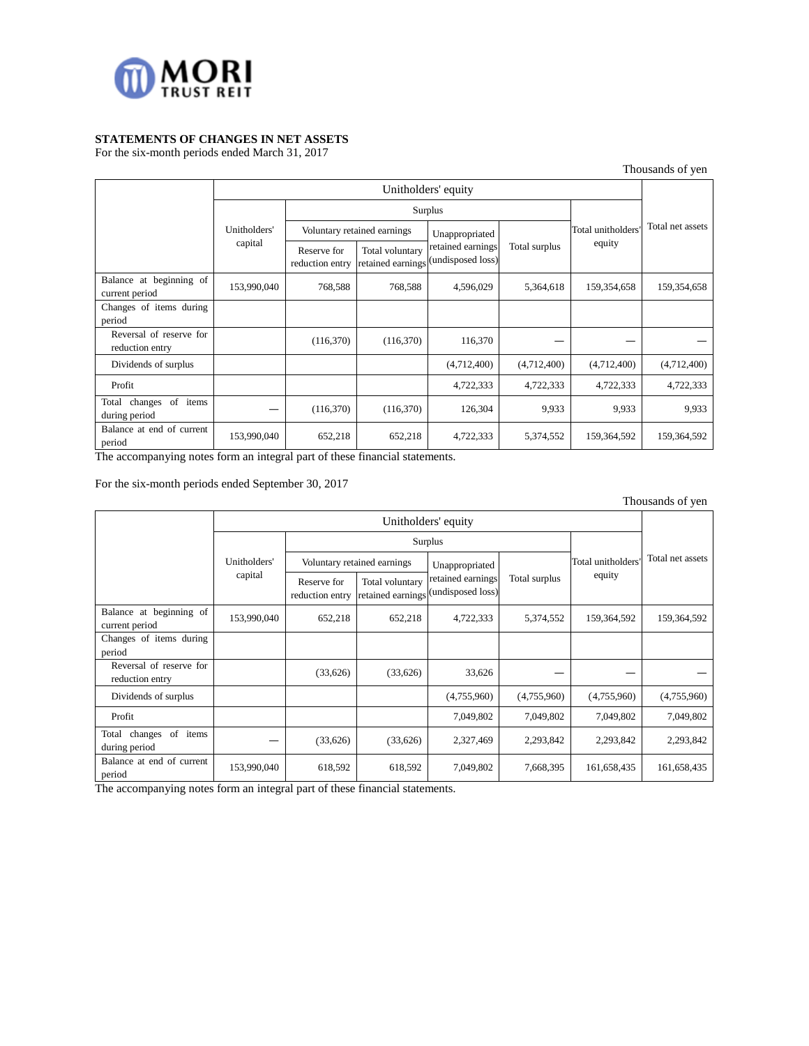### STATEMENTS OF CHANGES IN NET ASSETS

For the six-month periods ended March 31, 2017

Thousands of yen

| | Unitholders' equity | | | | | | Total net assets |
|---|---|---|---|---|---|---|---|
| | Unitholders' capital | Surplus | | | | Total unitholders' equity | |
| | | Voluntary retained earnings | | Unappropriated retained earnings (undisposed loss) | Total surplus | | |
| | | Reserve for reduction entry | Total voluntary retained earnings | | | | |
| Balance at beginning of current period | 153,990,040 | 768,588 | 768,588 | 4,596,029 | 5,364,618 | 159,354,658 | 159,354,658 |
| Changes of items during period | | | | | | | |
| Reversal of reserve for reduction entry | | (116,370) | (116,370) | 116,370 | — | — | — |
| Dividends of surplus | | | | (4,712,400) | (4,712,400) | (4,712,400) | (4,712,400) |
| Profit | | | | 4,722,333 | 4,722,333 | 4,722,333 | 4,722,333 |
| Total changes of items during period | — | (116,370) | (116,370) | 126,304 | 9,933 | 9,933 | 9,933 |
| Balance at end of current period | 153,990,040 | 652,218 | 652,218 | 4,722,333 | 5,374,552 | 159,364,592 | 159,364,592 |

The accompanying notes form an integral part of these financial statements.

For the six-month periods ended September 30, 2017

Thousands of yen

| | Unitholders' equity | | | | | | Total net assets |
|---|---|---|---|---|---|---|---|
| | Unitholders' capital | Surplus | | | | Total unitholders' equity | |
| | | Voluntary retained earnings | | Unappropriated retained earnings (undisposed loss) | Total surplus | | |
| | | Reserve for reduction entry | Total voluntary retained earnings | | | | |
| Balance at beginning of current period | 153,990,040 | 652,218 | 652,218 | 4,722,333 | 5,374,552 | 159,364,592 | 159,364,592 |
| Changes of items during period | | | | | | | |
| Reversal of reserve for reduction entry | | (33,626) | (33,626) | 33,626 | — | — | — |
| Dividends of surplus | | | | (4,755,960) | (4,755,960) | (4,755,960) | (4,755,960) |
| Profit | | | | 7,049,802 | 7,049,802 | 7,049,802 | 7,049,802 |
| Total changes of items during period | — | (33,626) | (33,626) | 2,327,469 | 2,293,842 | 2,293,842 | 2,293,842 |
| Balance at end of current period | 153,990,040 | 618,592 | 618,592 | 7,049,802 | 7,668,395 | 161,658,435 | 161,658,435 |

The accompanying notes form an integral part of these financial statements.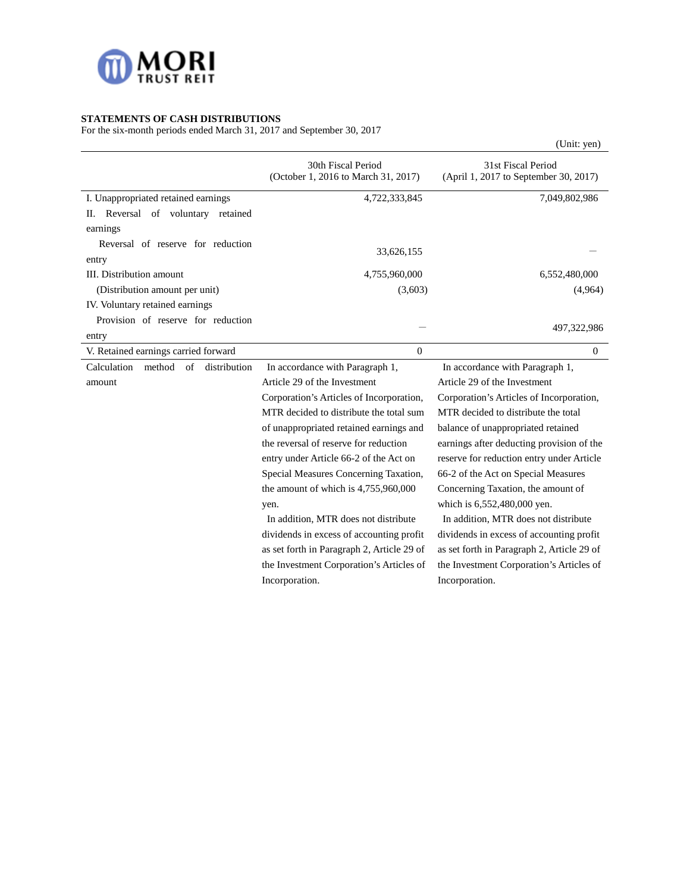**STATEMENTS OF CASH DISTRIBUTIONS**

For the six-month periods ended March 31, 2017 and September 30, 2017

(Unit: yen)

| | 30th Fiscal Period (October 1, 2016 to March 31, 2017) | 31st Fiscal Period (April 1, 2017 to September 30, 2017) |
|---|---|---|
| I. Unappropriated retained earnings | 4,722,333,845 | 7,049,802,986 |
| II. Reversal of voluntary retained earnings | | |
| Reversal of reserve for reduction entry | 33,626,155 | — |
| III. Distribution amount | 4,755,960,000 | 6,552,480,000 |
| (Distribution amount per unit) | (3,603) | (4,964) |
| IV. Voluntary retained earnings | | |
| Provision of reserve for reduction entry | — | 497,322,986 |
| V. Retained earnings carried forward | 0 | 0 |
| Calculation method of distribution amount | In accordance with Paragraph 1, Article 29 of the Investment Corporation's Articles of Incorporation, MTR decided to distribute the total sum of unappropriated retained earnings and the reversal of reserve for reduction entry under Article 66-2 of the Act on Special Measures Concerning Taxation, the amount of which is 4,755,960,000 yen. In addition, MTR does not distribute dividends in excess of accounting profit as set forth in Paragraph 2, Article 29 of the Investment Corporation's Articles of Incorporation. | In accordance with Paragraph 1, Article 29 of the Investment Corporation's Articles of Incorporation, MTR decided to distribute the total balance of unappropriated retained earnings after deducting provision of the reserve for reduction entry under Article 66-2 of the Act on Special Measures Concerning Taxation, the amount of which is 6,552,480,000 yen. In addition, MTR does not distribute dividends in excess of accounting profit as set forth in Paragraph 2, Article 29 of the Investment Corporation's Articles of Incorporation. |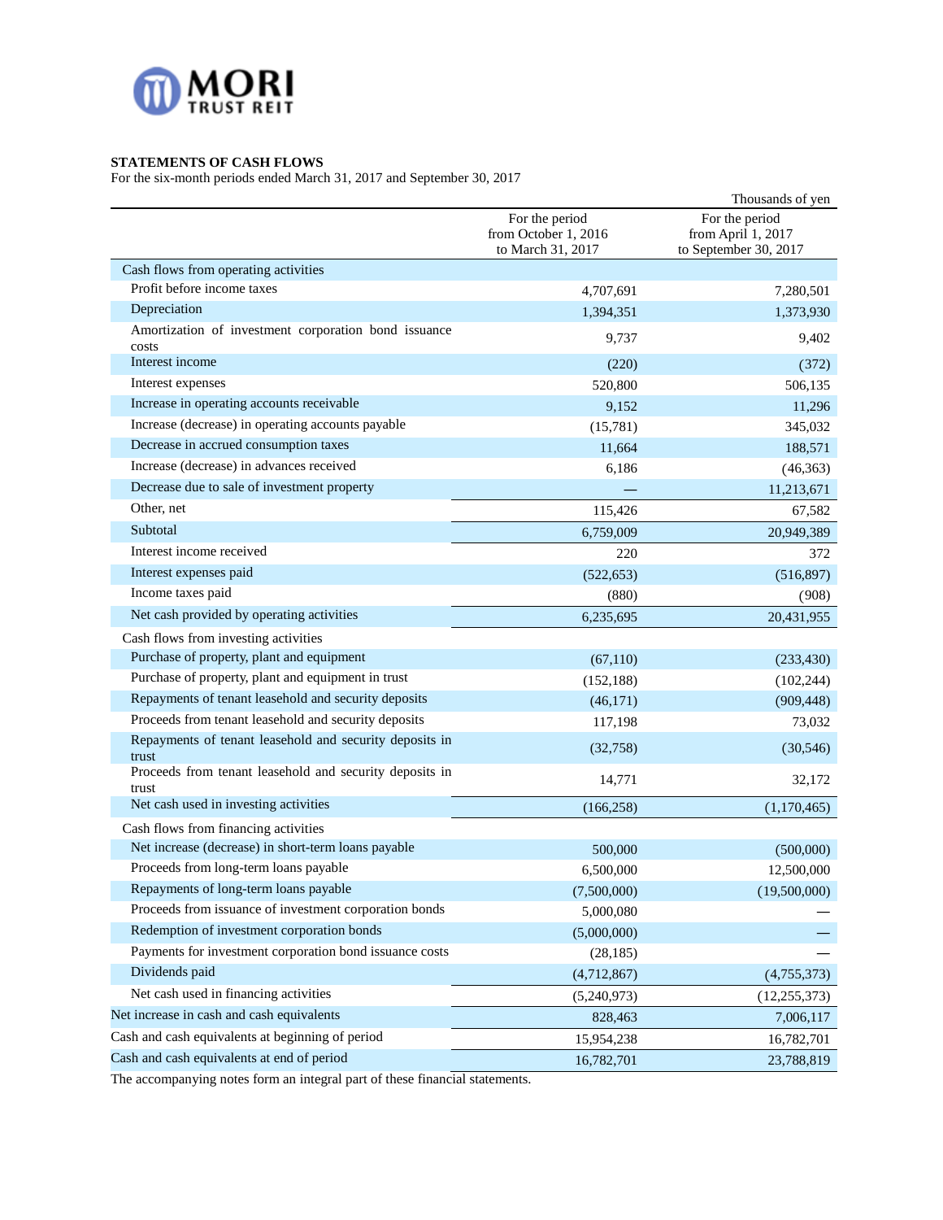MORI TRUST REIT

**STATEMENTS OF CASH FLOWS**
For the six-month periods ended March 31, 2017 and September 30, 2017

Thousands of yen

| | For the period from October 1, 2016 to March 31, 2017 | For the period from April 1, 2017 to September 30, 2017 |
|---|---|---|
| Cash flows from operating activities | | |
| Profit before income taxes | 4,707,691 | 7,280,501 |
| Depreciation | 1,394,351 | 1,373,930 |
| Amortization of investment corporation bond issuance costs | 9,737 | 9,402 |
| Interest income | (220) | (372) |
| Interest expenses | 520,800 | 506,135 |
| Increase in operating accounts receivable | 9,152 | 11,296 |
| Increase (decrease) in operating accounts payable | (15,781) | 345,032 |
| Decrease in accrued consumption taxes | 11,664 | 188,571 |
| Increase (decrease) in advances received | 6,186 | (46,363) |
| Decrease due to sale of investment property | — | 11,213,671 |
| Other, net | 115,426 | 67,582 |
| Subtotal | 6,759,009 | 20,949,389 |
| Interest income received | 220 | 372 |
| Interest expenses paid | (522,653) | (516,897) |
| Income taxes paid | (880) | (908) |
| Net cash provided by operating activities | 6,235,695 | 20,431,955 |
| Cash flows from investing activities | | |
| Purchase of property, plant and equipment | (67,110) | (233,430) |
| Purchase of property, plant and equipment in trust | (152,188) | (102,244) |
| Repayments of tenant leasehold and security deposits | (46,171) | (909,448) |
| Proceeds from tenant leasehold and security deposits | 117,198 | 73,032 |
| Repayments of tenant leasehold and security deposits in trust | (32,758) | (30,546) |
| Proceeds from tenant leasehold and security deposits in trust | 14,771 | 32,172 |
| Net cash used in investing activities | (166,258) | (1,170,465) |
| Cash flows from financing activities | | |
| Net increase (decrease) in short-term loans payable | 500,000 | (500,000) |
| Proceeds from long-term loans payable | 6,500,000 | 12,500,000 |
| Repayments of long-term loans payable | (7,500,000) | (19,500,000) |
| Proceeds from issuance of investment corporation bonds | 5,000,080 | — |
| Redemption of investment corporation bonds | (5,000,000) | — |
| Payments for investment corporation bond issuance costs | (28,185) | — |
| Dividends paid | (4,712,867) | (4,755,373) |
| Net cash used in financing activities | (5,240,973) | (12,255,373) |
| Net increase in cash and cash equivalents | 828,463 | 7,006,117 |
| Cash and cash equivalents at beginning of period | 15,954,238 | 16,782,701 |
| Cash and cash equivalents at end of period | 16,782,701 | 23,788,819 |

The accompanying notes form an integral part of these financial statements.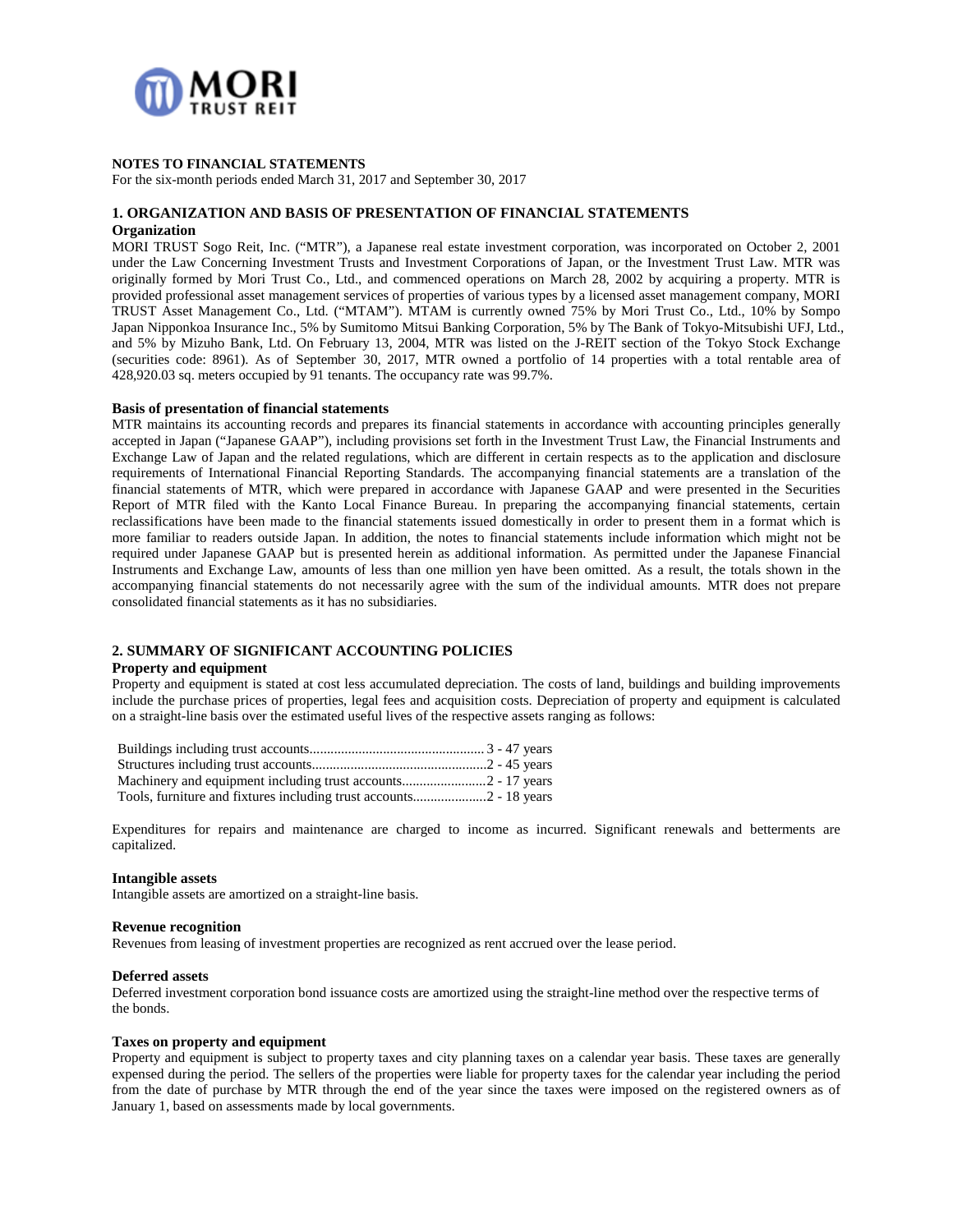## NOTES TO FINANCIAL STATEMENTS

For the six-month periods ended March 31, 2017 and September 30, 2017

### 1. ORGANIZATION AND BASIS OF PRESENTATION OF FINANCIAL STATEMENTS

**Organization**

MORI TRUST Sogo Reit, Inc. ("MTR"), a Japanese real estate investment corporation, was incorporated on October 2, 2001 under the Law Concerning Investment Trusts and Investment Corporations of Japan, or the Investment Trust Law. MTR was originally formed by Mori Trust Co., Ltd., and commenced operations on March 28, 2002 by acquiring a property. MTR is provided professional asset management services of properties of various types by a licensed asset management company, MORI TRUST Asset Management Co., Ltd. ("MTAM"). MTAM is currently owned 75% by Mori Trust Co., Ltd., 10% by Sompo Japan Nipponkoa Insurance Inc., 5% by Sumitomo Mitsui Banking Corporation, 5% by The Bank of Tokyo-Mitsubishi UFJ, Ltd., and 5% by Mizuho Bank, Ltd. On February 13, 2004, MTR was listed on the J-REIT section of the Tokyo Stock Exchange (securities code: 8961). As of September 30, 2017, MTR owned a portfolio of 14 properties with a total rentable area of 428,920.03 sq. meters occupied by 91 tenants. The occupancy rate was 99.7%.

**Basis of presentation of financial statements**

MTR maintains its accounting records and prepares its financial statements in accordance with accounting principles generally accepted in Japan ("Japanese GAAP"), including provisions set forth in the Investment Trust Law, the Financial Instruments and Exchange Law of Japan and the related regulations, which are different in certain respects as to the application and disclosure requirements of International Financial Reporting Standards. The accompanying financial statements are a translation of the financial statements of MTR, which were prepared in accordance with Japanese GAAP and were presented in the Securities Report of MTR filed with the Kanto Local Finance Bureau. In preparing the accompanying financial statements, certain reclassifications have been made to the financial statements issued domestically in order to present them in a format which is more familiar to readers outside Japan. In addition, the notes to financial statements include information which might not be required under Japanese GAAP but is presented herein as additional information. As permitted under the Japanese Financial Instruments and Exchange Law, amounts of less than one million yen have been omitted. As a result, the totals shown in the accompanying financial statements do not necessarily agree with the sum of the individual amounts. MTR does not prepare consolidated financial statements as it has no subsidiaries.

### 2. SUMMARY OF SIGNIFICANT ACCOUNTING POLICIES

**Property and equipment**

Property and equipment is stated at cost less accumulated depreciation. The costs of land, buildings and building improvements include the purchase prices of properties, legal fees and acquisition costs. Depreciation of property and equipment is calculated on a straight-line basis over the estimated useful lives of the respective assets ranging as follows:

| | |
|---|---|
| Buildings including trust accounts | 3 - 47 years |
| Structures including trust accounts | 2 - 45 years |
| Machinery and equipment including trust accounts | 2 - 17 years |
| Tools, furniture and fixtures including trust accounts | 2 - 18 years |

Expenditures for repairs and maintenance are charged to income as incurred. Significant renewals and betterments are capitalized.

**Intangible assets**

Intangible assets are amortized on a straight-line basis.

**Revenue recognition**

Revenues from leasing of investment properties are recognized as rent accrued over the lease period.

**Deferred assets**

Deferred investment corporation bond issuance costs are amortized using the straight-line method over the respective terms of the bonds.

**Taxes on property and equipment**

Property and equipment is subject to property taxes and city planning taxes on a calendar year basis. These taxes are generally expensed during the period. The sellers of the properties were liable for property taxes for the calendar year including the period from the date of purchase by MTR through the end of the year since the taxes were imposed on the registered owners as of January 1, based on assessments made by local governments.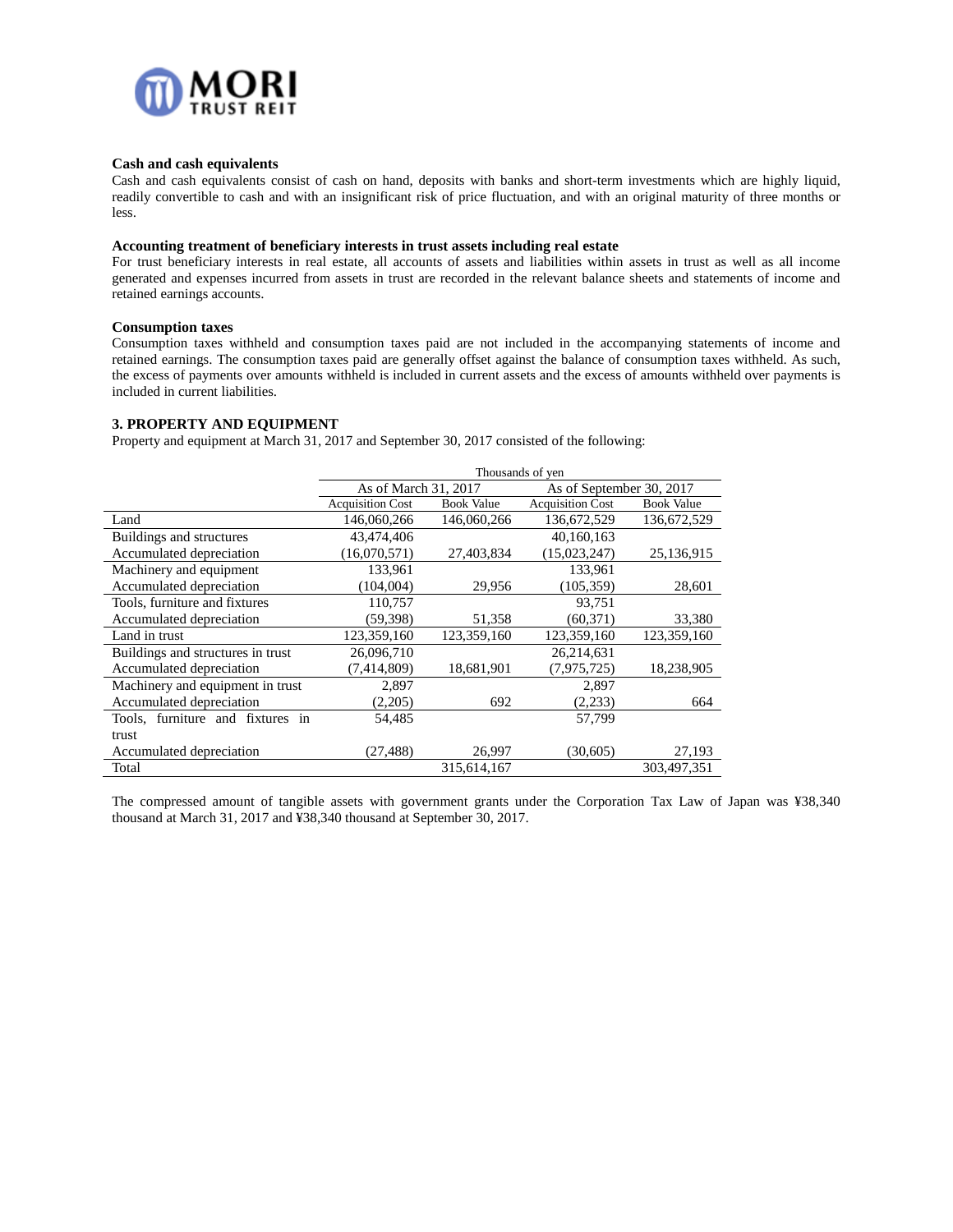### Cash and cash equivalents

Cash and cash equivalents consist of cash on hand, deposits with banks and short-term investments which are highly liquid, readily convertible to cash and with an insignificant risk of price fluctuation, and with an original maturity of three months or less.

### Accounting treatment of beneficiary interests in trust assets including real estate

For trust beneficiary interests in real estate, all accounts of assets and liabilities within assets in trust as well as all income generated and expenses incurred from assets in trust are recorded in the relevant balance sheets and statements of income and retained earnings accounts.

### Consumption taxes

Consumption taxes withheld and consumption taxes paid are not included in the accompanying statements of income and retained earnings. The consumption taxes paid are generally offset against the balance of consumption taxes withheld. As such, the excess of payments over amounts withheld is included in current assets and the excess of amounts withheld over payments is included in current liabilities.

## 3. PROPERTY AND EQUIPMENT

Property and equipment at March 31, 2017 and September 30, 2017 consisted of the following:

| | Thousands of yen | | | |
|---|---|---|---|---|
| | As of March 31, 2017 | | As of September 30, 2017 | |
| | Acquisition Cost | Book Value | Acquisition Cost | Book Value |
| Land | 146,060,266 | 146,060,266 | 136,672,529 | 136,672,529 |
| Buildings and structures | 43,474,406 | | 40,160,163 | |
| Accumulated depreciation | (16,070,571) | 27,403,834 | (15,023,247) | 25,136,915 |
| Machinery and equipment | 133,961 | | 133,961 | |
| Accumulated depreciation | (104,004) | 29,956 | (105,359) | 28,601 |
| Tools, furniture and fixtures | 110,757 | | 93,751 | |
| Accumulated depreciation | (59,398) | 51,358 | (60,371) | 33,380 |
| Land in trust | 123,359,160 | 123,359,160 | 123,359,160 | 123,359,160 |
| Buildings and structures in trust | 26,096,710 | | 26,214,631 | |
| Accumulated depreciation | (7,414,809) | 18,681,901 | (7,975,725) | 18,238,905 |
| Machinery and equipment in trust | 2,897 | | 2,897 | |
| Accumulated depreciation | (2,205) | 692 | (2,233) | 664 |
| Tools, furniture and fixtures in trust | 54,485 | | 57,799 | |
| Accumulated depreciation | (27,488) | 26,997 | (30,605) | 27,193 |
| Total | | 315,614,167 | | 303,497,351 |

The compressed amount of tangible assets with government grants under the Corporation Tax Law of Japan was ¥38,340 thousand at March 31, 2017 and ¥38,340 thousand at September 30, 2017.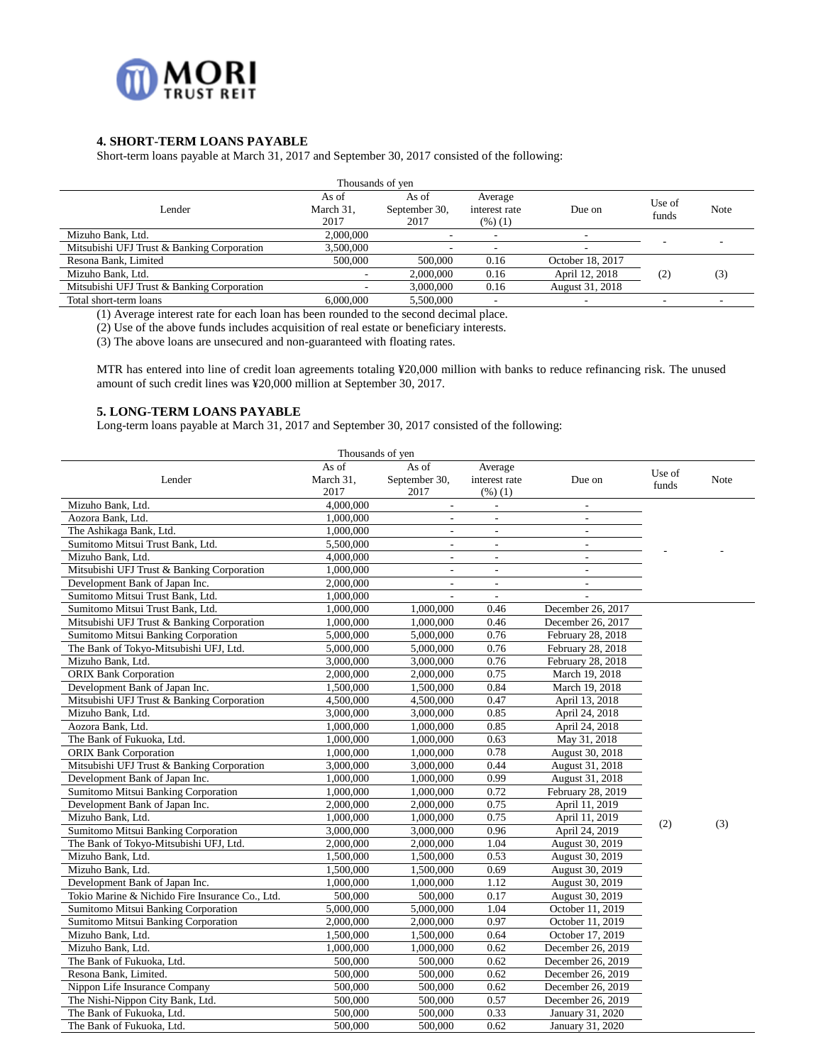### 4. SHORT-TERM LOANS PAYABLE

Short-term loans payable at March 31, 2017 and September 30, 2017 consisted of the following:

| Lender | As of March 31, 2017 | As of September 30, 2017 | Average interest rate (%) (1) | Due on | Use of funds | Note |
|---|---|---|---|---|---|---|
| | Thousands of yen | | | | | |
| Mizuho Bank, Ltd. | 2,000,000 | - | - | - | - | - |
| Mitsubishi UFJ Trust & Banking Corporation | 3,500,000 | - | - | - | | |
| Resona Bank, Limited | 500,000 | 500,000 | 0.16 | October 18, 2017 | (2) | (3) |
| Mizuho Bank, Ltd. | - | 2,000,000 | 0.16 | April 12, 2018 | | |
| Mitsubishi UFJ Trust & Banking Corporation | - | 3,000,000 | 0.16 | August 31, 2018 | | |
| Total short-term loans | 6,000,000 | 5,500,000 | - | - | - | - |

(1) Average interest rate for each loan has been rounded to the second decimal place.
(2) Use of the above funds includes acquisition of real estate or beneficiary interests.
(3) The above loans are unsecured and non-guaranteed with floating rates.

MTR has entered into line of credit loan agreements totaling ¥20,000 million with banks to reduce refinancing risk. The unused amount of such credit lines was ¥20,000 million at September 30, 2017.

### 5. LONG-TERM LOANS PAYABLE

Long-term loans payable at March 31, 2017 and September 30, 2017 consisted of the following:

| Lender | As of March 31, 2017 | As of September 30, 2017 | Average interest rate (%) (1) | Due on | Use of funds | Note |
|---|---|---|---|---|---|---|
| | Thousands of yen | | | | | |
| Mizuho Bank, Ltd. | 4,000,000 | - | - | - | - | - |
| Aozora Bank, Ltd. | 1,000,000 | - | - | - | | |
| The Ashikaga Bank, Ltd. | 1,000,000 | - | - | - | | |
| Sumitomo Mitsui Trust Bank, Ltd. | 5,500,000 | - | - | - | | |
| Mizuho Bank, Ltd. | 4,000,000 | - | - | - | | |
| Mitsubishi UFJ Trust & Banking Corporation | 1,000,000 | - | - | - | | |
| Development Bank of Japan Inc. | 2,000,000 | - | - | - | | |
| Sumitomo Mitsui Trust Bank, Ltd. | 1,000,000 | - | - | - | | |
| Sumitomo Mitsui Trust Bank, Ltd. | 1,000,000 | 1,000,000 | 0.46 | December 26, 2017 | (2) | (3) |
| Mitsubishi UFJ Trust & Banking Corporation | 1,000,000 | 1,000,000 | 0.46 | December 26, 2017 | | |
| Sumitomo Mitsui Banking Corporation | 5,000,000 | 5,000,000 | 0.76 | February 28, 2018 | | |
| The Bank of Tokyo-Mitsubishi UFJ, Ltd. | 5,000,000 | 5,000,000 | 0.76 | February 28, 2018 | | |
| Mizuho Bank, Ltd. | 3,000,000 | 3,000,000 | 0.76 | February 28, 2018 | | |
| ORIX Bank Corporation | 2,000,000 | 2,000,000 | 0.75 | March 19, 2018 | | |
| Development Bank of Japan Inc. | 1,500,000 | 1,500,000 | 0.84 | March 19, 2018 | | |
| Mitsubishi UFJ Trust & Banking Corporation | 4,500,000 | 4,500,000 | 0.47 | April 13, 2018 | | |
| Mizuho Bank, Ltd. | 3,000,000 | 3,000,000 | 0.85 | April 24, 2018 | | |
| Aozora Bank, Ltd. | 1,000,000 | 1,000,000 | 0.85 | April 24, 2018 | | |
| The Bank of Fukuoka, Ltd. | 1,000,000 | 1,000,000 | 0.63 | May 31, 2018 | | |
| ORIX Bank Corporation | 1,000,000 | 1,000,000 | 0.78 | August 30, 2018 | | |
| Mitsubishi UFJ Trust & Banking Corporation | 3,000,000 | 3,000,000 | 0.44 | August 31, 2018 | | |
| Development Bank of Japan Inc. | 1,000,000 | 1,000,000 | 0.99 | August 31, 2018 | | |
| Sumitomo Mitsui Banking Corporation | 1,000,000 | 1,000,000 | 0.72 | February 28, 2019 | | |
| Development Bank of Japan Inc. | 2,000,000 | 2,000,000 | 0.75 | April 11, 2019 | | |
| Mizuho Bank, Ltd. | 1,000,000 | 1,000,000 | 0.75 | April 11, 2019 | | |
| Sumitomo Mitsui Banking Corporation | 3,000,000 | 3,000,000 | 0.96 | April 24, 2019 | | |
| The Bank of Tokyo-Mitsubishi UFJ, Ltd. | 2,000,000 | 2,000,000 | 1.04 | August 30, 2019 | | |
| Mizuho Bank, Ltd. | 1,500,000 | 1,500,000 | 0.53 | August 30, 2019 | | |
| Mizuho Bank, Ltd. | 1,500,000 | 1,500,000 | 0.69 | August 30, 2019 | | |
| Development Bank of Japan Inc. | 1,000,000 | 1,000,000 | 1.12 | August 30, 2019 | | |
| Tokio Marine & Nichido Fire Insurance Co., Ltd. | 500,000 | 500,000 | 0.17 | August 30, 2019 | | |
| Sumitomo Mitsui Banking Corporation | 5,000,000 | 5,000,000 | 1.04 | October 11, 2019 | | |
| Sumitomo Mitsui Banking Corporation | 2,000,000 | 2,000,000 | 0.97 | October 11, 2019 | | |
| Mizuho Bank, Ltd. | 1,500,000 | 1,500,000 | 0.64 | October 17, 2019 | | |
| Mizuho Bank, Ltd. | 1,000,000 | 1,000,000 | 0.62 | December 26, 2019 | | |
| The Bank of Fukuoka, Ltd. | 500,000 | 500,000 | 0.62 | December 26, 2019 | | |
| Resona Bank, Limited. | 500,000 | 500,000 | 0.62 | December 26, 2019 | | |
| Nippon Life Insurance Company | 500,000 | 500,000 | 0.62 | December 26, 2019 | | |
| The Nishi-Nippon City Bank, Ltd. | 500,000 | 500,000 | 0.57 | December 26, 2019 | | |
| The Bank of Fukuoka, Ltd. | 500,000 | 500,000 | 0.33 | January 31, 2020 | | |
| The Bank of Fukuoka, Ltd. | 500,000 | 500,000 | 0.62 | January 31, 2020 | | |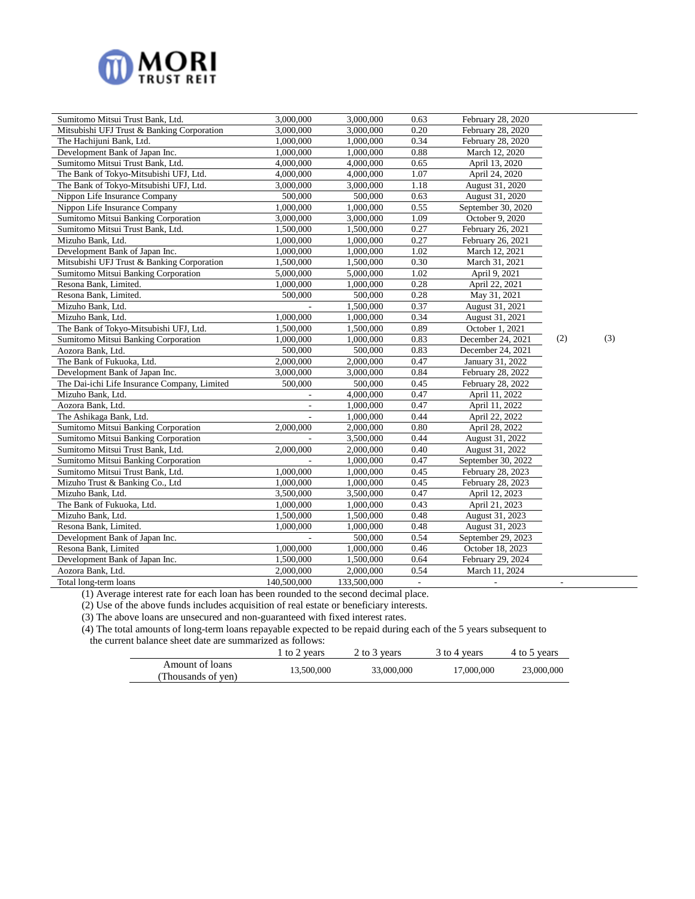| | | | | | | |
|---|---|---|---|---|---|---|
| Sumitomo Mitsui Trust Bank, Ltd. | 3,000,000 | 3,000,000 | 0.63 | February 28, 2020 | | |
| Mitsubishi UFJ Trust & Banking Corporation | 3,000,000 | 3,000,000 | 0.20 | February 28, 2020 | | |
| The Hachijuni Bank, Ltd. | 1,000,000 | 1,000,000 | 0.34 | February 28, 2020 | | |
| Development Bank of Japan Inc. | 1,000,000 | 1,000,000 | 0.88 | March 12, 2020 | | |
| Sumitomo Mitsui Trust Bank, Ltd. | 4,000,000 | 4,000,000 | 0.65 | April 13, 2020 | | |
| The Bank of Tokyo-Mitsubishi UFJ, Ltd. | 4,000,000 | 4,000,000 | 1.07 | April 24, 2020 | | |
| The Bank of Tokyo-Mitsubishi UFJ, Ltd. | 3,000,000 | 3,000,000 | 1.18 | August 31, 2020 | | |
| Nippon Life Insurance Company | 500,000 | 500,000 | 0.63 | August 31, 2020 | | |
| Nippon Life Insurance Company | 1,000,000 | 1,000,000 | 0.55 | September 30, 2020 | | |
| Sumitomo Mitsui Banking Corporation | 3,000,000 | 3,000,000 | 1.09 | October 9, 2020 | | |
| Sumitomo Mitsui Trust Bank, Ltd. | 1,500,000 | 1,500,000 | 0.27 | February 26, 2021 | | |
| Mizuho Bank, Ltd. | 1,000,000 | 1,000,000 | 0.27 | February 26, 2021 | | |
| Development Bank of Japan Inc. | 1,000,000 | 1,000,000 | 1.02 | March 12, 2021 | | |
| Mitsubishi UFJ Trust & Banking Corporation | 1,500,000 | 1,500,000 | 0.30 | March 31, 2021 | | |
| Sumitomo Mitsui Banking Corporation | 5,000,000 | 5,000,000 | 1.02 | April 9, 2021 | | |
| Resona Bank, Limited. | 1,000,000 | 1,000,000 | 0.28 | April 22, 2021 | | |
| Resona Bank, Limited. | 500,000 | 500,000 | 0.28 | May 31, 2021 | | |
| Mizuho Bank, Ltd. | - | 1,500,000 | 0.37 | August 31, 2021 | | |
| Mizuho Bank, Ltd. | 1,000,000 | 1,000,000 | 0.34 | August 31, 2021 | | |
| The Bank of Tokyo-Mitsubishi UFJ, Ltd. | 1,500,000 | 1,500,000 | 0.89 | October 1, 2021 | | |
| Sumitomo Mitsui Banking Corporation | 1,000,000 | 1,000,000 | 0.83 | December 24, 2021 | (2) | (3) |
| Aozora Bank, Ltd. | 500,000 | 500,000 | 0.83 | December 24, 2021 | | |
| The Bank of Fukuoka, Ltd. | 2,000,000 | 2,000,000 | 0.47 | January 31, 2022 | | |
| Development Bank of Japan Inc. | 3,000,000 | 3,000,000 | 0.84 | February 28, 2022 | | |
| The Dai-ichi Life Insurance Company, Limited | 500,000 | 500,000 | 0.45 | February 28, 2022 | | |
| Mizuho Bank, Ltd. | - | 4,000,000 | 0.47 | April 11, 2022 | | |
| Aozora Bank, Ltd. | - | 1,000,000 | 0.47 | April 11, 2022 | | |
| The Ashikaga Bank, Ltd. | - | 1,000,000 | 0.44 | April 22, 2022 | | |
| Sumitomo Mitsui Banking Corporation | 2,000,000 | 2,000,000 | 0.80 | April 28, 2022 | | |
| Sumitomo Mitsui Banking Corporation | - | 3,500,000 | 0.44 | August 31, 2022 | | |
| Sumitomo Mitsui Trust Bank, Ltd. | 2,000,000 | 2,000,000 | 0.40 | August 31, 2022 | | |
| Sumitomo Mitsui Banking Corporation | - | 1,000,000 | 0.47 | September 30, 2022 | | |
| Sumitomo Mitsui Trust Bank, Ltd. | 1,000,000 | 1,000,000 | 0.45 | February 28, 2023 | | |
| Mizuho Trust & Banking Co., Ltd | 1,000,000 | 1,000,000 | 0.45 | February 28, 2023 | | |
| Mizuho Bank, Ltd. | 3,500,000 | 3,500,000 | 0.47 | April 12, 2023 | | |
| The Bank of Fukuoka, Ltd. | 1,000,000 | 1,000,000 | 0.43 | April 21, 2023 | | |
| Mizuho Bank, Ltd. | 1,500,000 | 1,500,000 | 0.48 | August 31, 2023 | | |
| Resona Bank, Limited. | 1,000,000 | 1,000,000 | 0.48 | August 31, 2023 | | |
| Development Bank of Japan Inc. | - | 500,000 | 0.54 | September 29, 2023 | | |
| Resona Bank, Limited | 1,000,000 | 1,000,000 | 0.46 | October 18, 2023 | | |
| Development Bank of Japan Inc. | 1,500,000 | 1,500,000 | 0.64 | February 29, 2024 | | |
| Aozora Bank, Ltd. | 2,000,000 | 2,000,000 | 0.54 | March 11, 2024 | | |
| Total long-term loans | 140,500,000 | 133,500,000 | - | - | - | |

(1) Average interest rate for each loan has been rounded to the second decimal place.

(2) Use of the above funds includes acquisition of real estate or beneficiary interests.

(3) The above loans are unsecured and non-guaranteed with fixed interest rates.

(4) The total amounts of long-term loans repayable expected to be repaid during each of the 5 years subsequent to the current balance sheet date are summarized as follows:

| | 1 to 2 years | 2 to 3 years | 3 to 4 years | 4 to 5 years |
|---|---|---|---|---|
| Amount of loans (Thousands of yen) | 13,500,000 | 33,000,000 | 17,000,000 | 23,000,000 |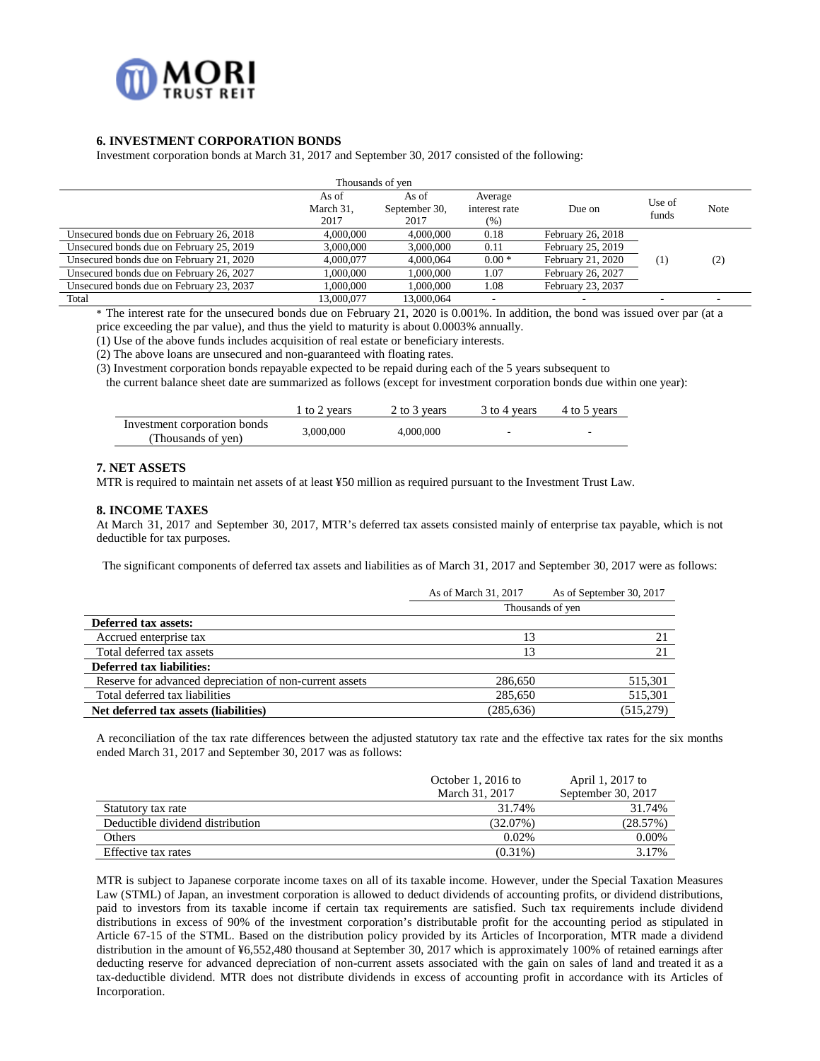## 6. INVESTMENT CORPORATION BONDS

Investment corporation bonds at March 31, 2017 and September 30, 2017 consisted of the following:

| | Thousands of yen | | | | | |
|---|---|---|---|---|---|---|
| | As of March 31, 2017 | As of September 30, 2017 | Average interest rate (%) | Due on | Use of funds | Note |
| Unsecured bonds due on February 26, 2018 | 4,000,000 | 4,000,000 | 0.18 | February 26, 2018 | (1) | (2) |
| Unsecured bonds due on February 25, 2019 | 3,000,000 | 3,000,000 | 0.11 | February 25, 2019 | | |
| Unsecured bonds due on February 21, 2020 | 4,000,077 | 4,000,064 | 0.00 * | February 21, 2020 | | |
| Unsecured bonds due on February 26, 2027 | 1,000,000 | 1,000,000 | 1.07 | February 26, 2027 | | |
| Unsecured bonds due on February 23, 2037 | 1,000,000 | 1,000,000 | 1.08 | February 23, 2037 | | |
| Total | 13,000,077 | 13,000,064 | - | - | - | - |

* The interest rate for the unsecured bonds due on February 21, 2020 is 0.001%. In addition, the bond was issued over par (at a price exceeding the par value), and thus the yield to maturity is about 0.0003% annually.

(1) Use of the above funds includes acquisition of real estate or beneficiary interests.

(2) The above loans are unsecured and non-guaranteed with floating rates.

(3) Investment corporation bonds repayable expected to be repaid during each of the 5 years subsequent to the current balance sheet date are summarized as follows (except for investment corporation bonds due within one year):

| | 1 to 2 years | 2 to 3 years | 3 to 4 years | 4 to 5 years |
|---|---|---|---|---|
| Investment corporation bonds (Thousands of yen) | 3,000,000 | 4,000,000 | - | - |

## 7. NET ASSETS

MTR is required to maintain net assets of at least ¥50 million as required pursuant to the Investment Trust Law.

## 8. INCOME TAXES

At March 31, 2017 and September 30, 2017, MTR's deferred tax assets consisted mainly of enterprise tax payable, which is not deductible for tax purposes.

The significant components of deferred tax assets and liabilities as of March 31, 2017 and September 30, 2017 were as follows:

| | As of March 31, 2017 | As of September 30, 2017 |
|---|---|---|
| | Thousands of yen | |
| **Deferred tax assets:** | | |
| Accrued enterprise tax | 13 | 21 |
| Total deferred tax assets | 13 | 21 |
| **Deferred tax liabilities:** | | |
| Reserve for advanced depreciation of non-current assets | 286,650 | 515,301 |
| Total deferred tax liabilities | 285,650 | 515,301 |
| **Net deferred tax assets (liabilities)** | (285,636) | (515,279) |

A reconciliation of the tax rate differences between the adjusted statutory tax rate and the effective tax rates for the six months ended March 31, 2017 and September 30, 2017 was as follows:

| | October 1, 2016 to March 31, 2017 | April 1, 2017 to September 30, 2017 |
|---|---|---|
| Statutory tax rate | 31.74% | 31.74% |
| Deductible dividend distribution | (32.07%) | (28.57%) |
| Others | 0.02% | 0.00% |
| Effective tax rates | (0.31%) | 3.17% |

MTR is subject to Japanese corporate income taxes on all of its taxable income. However, under the Special Taxation Measures Law (STML) of Japan, an investment corporation is allowed to deduct dividends of accounting profits, or dividend distributions, paid to investors from its taxable income if certain tax requirements are satisfied. Such tax requirements include dividend distributions in excess of 90% of the investment corporation's distributable profit for the accounting period as stipulated in Article 67-15 of the STML. Based on the distribution policy provided by its Articles of Incorporation, MTR made a dividend distribution in the amount of ¥6,552,480 thousand at September 30, 2017 which is approximately 100% of retained earnings after deducting reserve for advanced depreciation of non-current assets associated with the gain on sales of land and treated it as a tax-deductible dividend. MTR does not distribute dividends in excess of accounting profit in accordance with its Articles of Incorporation.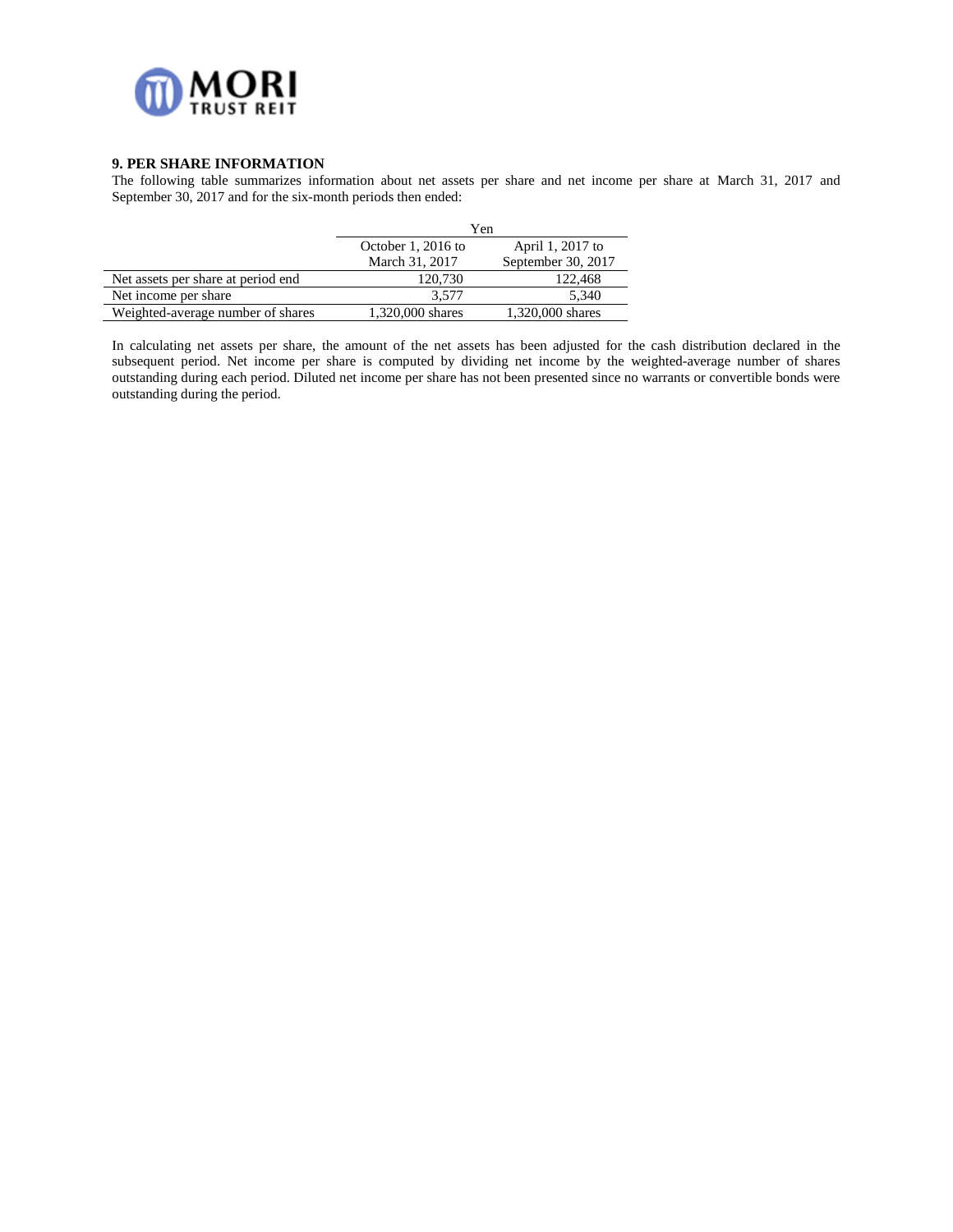## 9. PER SHARE INFORMATION

The following table summarizes information about net assets per share and net income per share at March 31, 2017 and September 30, 2017 and for the six-month periods then ended:

| | Yen | |
|---|---|---|
| | October 1, 2016 to March 31, 2017 | April 1, 2017 to September 30, 2017 |
| Net assets per share at period end | 120,730 | 122,468 |
| Net income per share | 3,577 | 5,340 |
| Weighted-average number of shares | 1,320,000 shares | 1,320,000 shares |

In calculating net assets per share, the amount of the net assets has been adjusted for the cash distribution declared in the subsequent period. Net income per share is computed by dividing net income by the weighted-average number of shares outstanding during each period. Diluted net income per share has not been presented since no warrants or convertible bonds were outstanding during the period.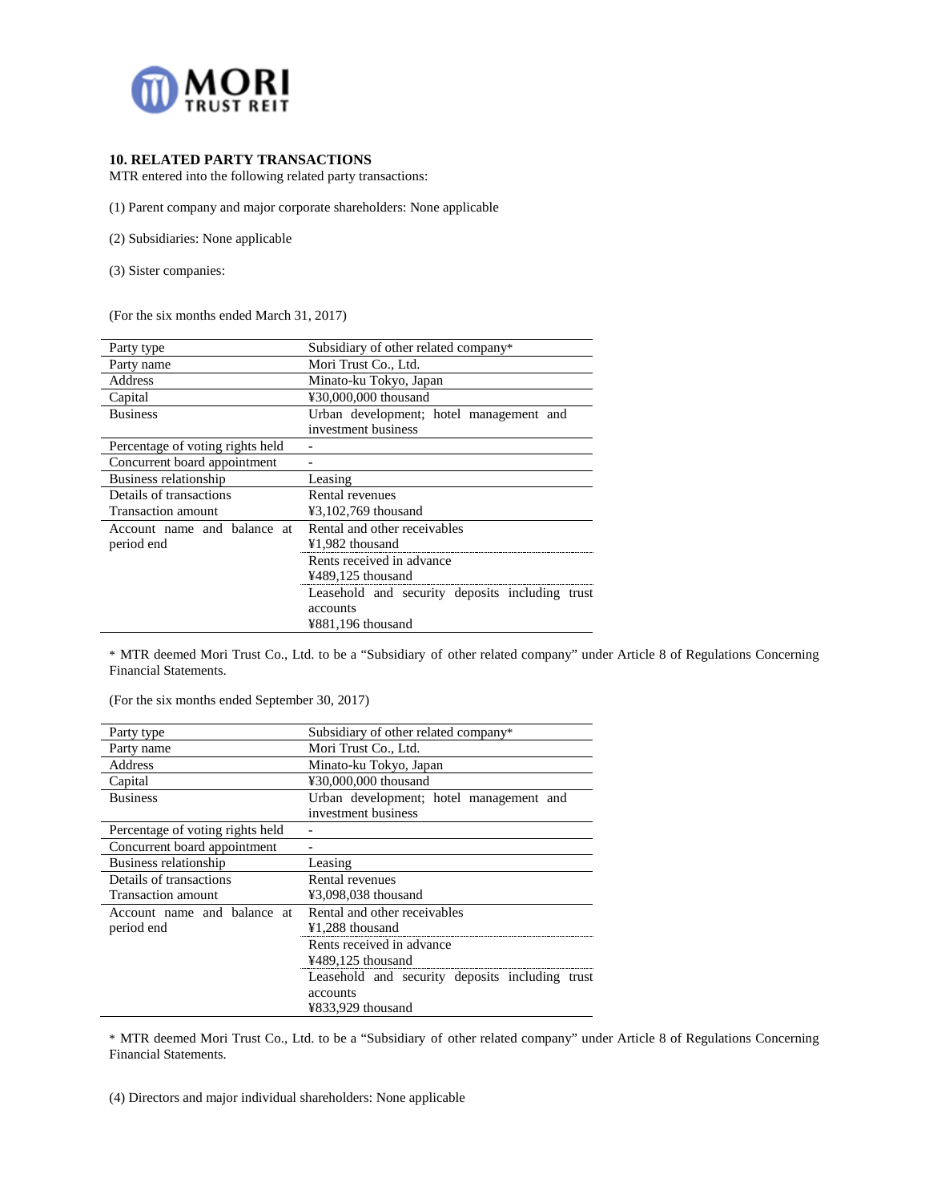## 10. RELATED PARTY TRANSACTIONS

MTR entered into the following related party transactions:

(1) Parent company and major corporate shareholders: None applicable

(2) Subsidiaries: None applicable

(3) Sister companies:

(For the six months ended March 31, 2017)

| Party type | Subsidiary of other related company* |
|---|---|
| Party name | Mori Trust Co., Ltd. |
| Address | Minato-ku Tokyo, Japan |
| Capital | ¥30,000,000 thousand |
| Business | Urban development; hotel management and investment business |
| Percentage of voting rights held | - |
| Concurrent board appointment | - |
| Business relationship | Leasing |
| Details of transactions<br>Transaction amount | Rental revenues<br>¥3,102,769 thousand |
| Account name and balance at period end | Rental and other receivables<br>¥1,982 thousand |
| | Rents received in advance<br>¥489,125 thousand |
| | Leasehold and security deposits including trust accounts<br>¥881,196 thousand |

\* MTR deemed Mori Trust Co., Ltd. to be a "Subsidiary of other related company" under Article 8 of Regulations Concerning Financial Statements.

(For the six months ended September 30, 2017)

| Party type | Subsidiary of other related company* |
|---|---|
| Party name | Mori Trust Co., Ltd. |
| Address | Minato-ku Tokyo, Japan |
| Capital | ¥30,000,000 thousand |
| Business | Urban development; hotel management and investment business |
| Percentage of voting rights held | - |
| Concurrent board appointment | - |
| Business relationship | Leasing |
| Details of transactions<br>Transaction amount | Rental revenues<br>¥3,098,038 thousand |
| Account name and balance at period end | Rental and other receivables<br>¥1,288 thousand |
| | Rents received in advance<br>¥489,125 thousand |
| | Leasehold and security deposits including trust accounts<br>¥833,929 thousand |

\* MTR deemed Mori Trust Co., Ltd. to be a "Subsidiary of other related company" under Article 8 of Regulations Concerning Financial Statements.

(4) Directors and major individual shareholders: None applicable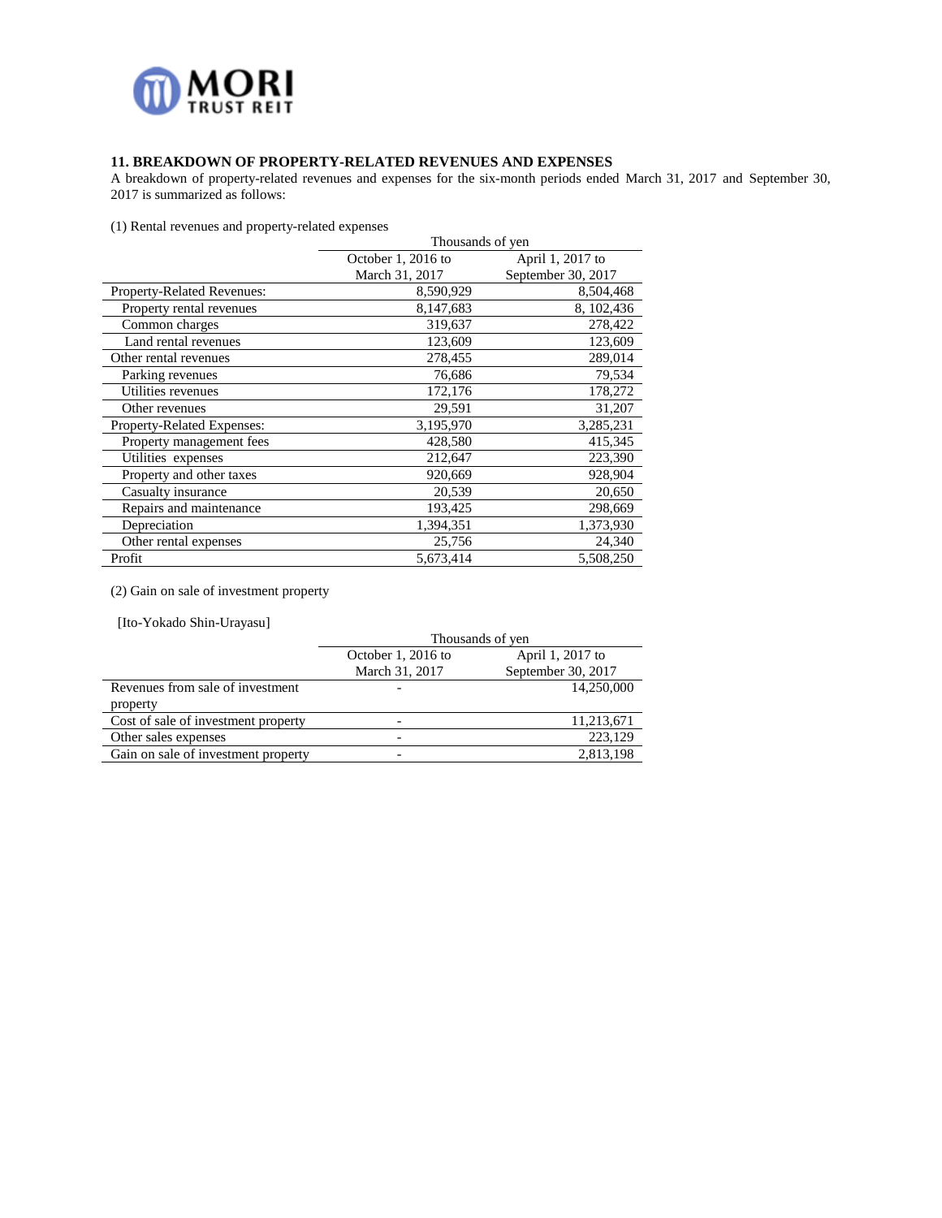## 11. BREAKDOWN OF PROPERTY-RELATED REVENUES AND EXPENSES

A breakdown of property-related revenues and expenses for the six-month periods ended March 31, 2017 and September 30, 2017 is summarized as follows:

(1) Rental revenues and property-related expenses

| | Thousands of yen | |
|---|---|---|
| | October 1, 2016 to March 31, 2017 | April 1, 2017 to September 30, 2017 |
| Property-Related Revenues: | 8,590,929 | 8,504,468 |
| Property rental revenues | 8,147,683 | 8, 102,436 |
| Common charges | 319,637 | 278,422 |
| Land rental revenues | 123,609 | 123,609 |
| Other rental revenues | 278,455 | 289,014 |
| Parking revenues | 76,686 | 79,534 |
| Utilities revenues | 172,176 | 178,272 |
| Other revenues | 29,591 | 31,207 |
| Property-Related Expenses: | 3,195,970 | 3,285,231 |
| Property management fees | 428,580 | 415,345 |
| Utilities expenses | 212,647 | 223,390 |
| Property and other taxes | 920,669 | 928,904 |
| Casualty insurance | 20,539 | 20,650 |
| Repairs and maintenance | 193,425 | 298,669 |
| Depreciation | 1,394,351 | 1,373,930 |
| Other rental expenses | 25,756 | 24,340 |
| Profit | 5,673,414 | 5,508,250 |

(2) Gain on sale of investment property

[Ito-Yokado Shin-Urayasu]

| | Thousands of yen | |
|---|---|---|
| | October 1, 2016 to March 31, 2017 | April 1, 2017 to September 30, 2017 |
| Revenues from sale of investment property | - | 14,250,000 |
| Cost of sale of investment property | - | 11,213,671 |
| Other sales expenses | - | 223,129 |
| Gain on sale of investment property | - | 2,813,198 |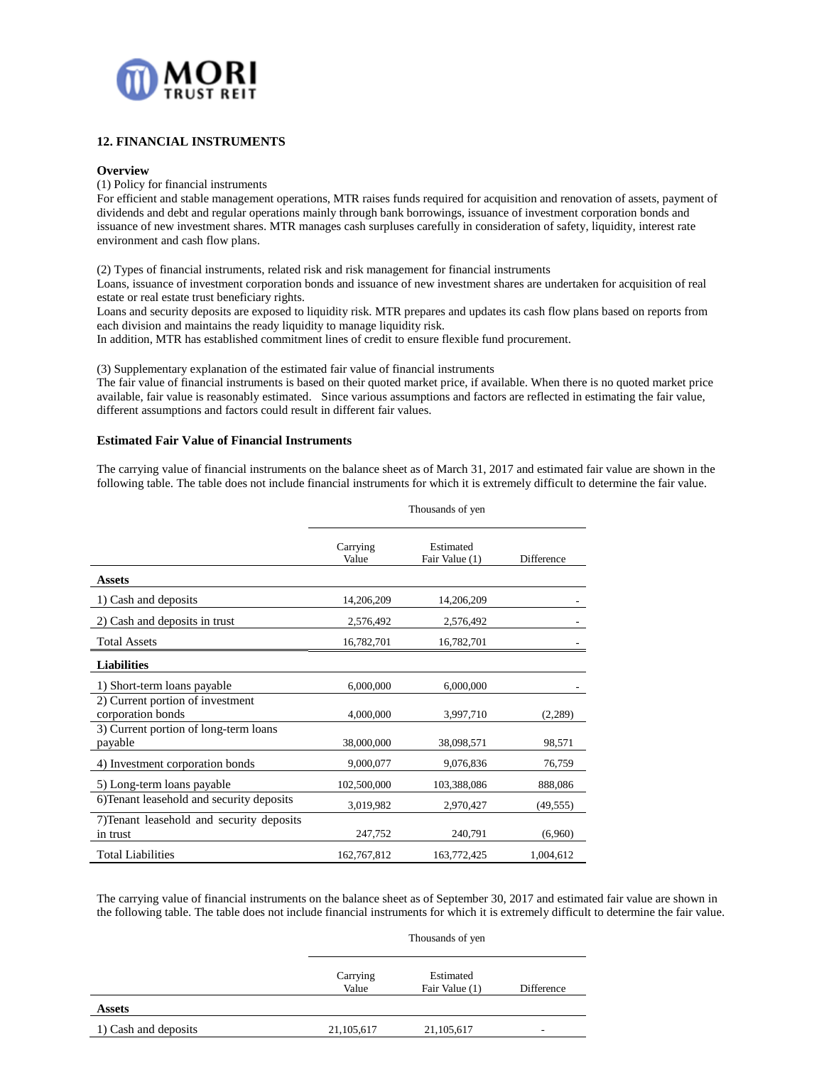## 12. FINANCIAL INSTRUMENTS

**Overview**

(1) Policy for financial instruments

For efficient and stable management operations, MTR raises funds required for acquisition and renovation of assets, payment of dividends and debt and regular operations mainly through bank borrowings, issuance of investment corporation bonds and issuance of new investment shares. MTR manages cash surpluses carefully in consideration of safety, liquidity, interest rate environment and cash flow plans.

(2) Types of financial instruments, related risk and risk management for financial instruments

Loans, issuance of investment corporation bonds and issuance of new investment shares are undertaken for acquisition of real estate or real estate trust beneficiary rights.

Loans and security deposits are exposed to liquidity risk. MTR prepares and updates its cash flow plans based on reports from each division and maintains the ready liquidity to manage liquidity risk.

In addition, MTR has established commitment lines of credit to ensure flexible fund procurement.

(3) Supplementary explanation of the estimated fair value of financial instruments

The fair value of financial instruments is based on their quoted market price, if available. When there is no quoted market price available, fair value is reasonably estimated. Since various assumptions and factors are reflected in estimating the fair value, different assumptions and factors could result in different fair values.

**Estimated Fair Value of Financial Instruments**

The carrying value of financial instruments on the balance sheet as of March 31, 2017 and estimated fair value are shown in the following table. The table does not include financial instruments for which it is extremely difficult to determine the fair value.

| | Thousands of yen | | |
|---|---|---|---|
| | Carrying Value | Estimated Fair Value (1) | Difference |
| **Assets** | | | |
| 1) Cash and deposits | 14,206,209 | 14,206,209 | - |
| 2) Cash and deposits in trust | 2,576,492 | 2,576,492 | - |
| Total Assets | 16,782,701 | 16,782,701 | - |
| **Liabilities** | | | |
| 1) Short-term loans payable | 6,000,000 | 6,000,000 | - |
| 2) Current portion of investment corporation bonds | 4,000,000 | 3,997,710 | (2,289) |
| 3) Current portion of long-term loans payable | 38,000,000 | 38,098,571 | 98,571 |
| 4) Investment corporation bonds | 9,000,077 | 9,076,836 | 76,759 |
| 5) Long-term loans payable | 102,500,000 | 103,388,086 | 888,086 |
| 6)Tenant leasehold and security deposits | 3,019,982 | 2,970,427 | (49,555) |
| 7)Tenant leasehold and security deposits in trust | 247,752 | 240,791 | (6,960) |
| Total Liabilities | 162,767,812 | 163,772,425 | 1,004,612 |

The carrying value of financial instruments on the balance sheet as of September 30, 2017 and estimated fair value are shown in the following table. The table does not include financial instruments for which it is extremely difficult to determine the fair value.

| | Thousands of yen | | |
|---|---|---|---|
| | Carrying Value | Estimated Fair Value (1) | Difference |
| **Assets** | | | |
| 1) Cash and deposits | 21,105,617 | 21,105,617 | - |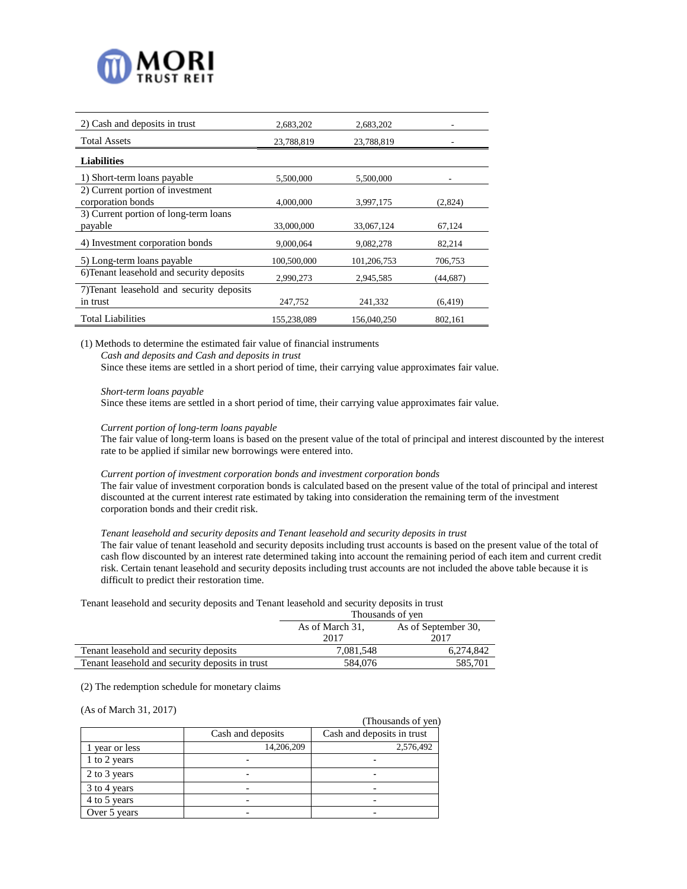| | | | |
|---|---|---|---|
| 2) Cash and deposits in trust | 2,683,202 | 2,683,202 | - |
| Total Assets | 23,788,819 | 23,788,819 | - |
| **Liabilities** | | | |
| 1) Short-term loans payable | 5,500,000 | 5,500,000 | - |
| 2) Current portion of investment corporation bonds | 4,000,000 | 3,997,175 | (2,824) |
| 3) Current portion of long-term loans payable | 33,000,000 | 33,067,124 | 67,124 |
| 4) Investment corporation bonds | 9,000,064 | 9,082,278 | 82,214 |
| 5) Long-term loans payable | 100,500,000 | 101,206,753 | 706,753 |
| 6)Tenant leasehold and security deposits | 2,990,273 | 2,945,585 | (44,687) |
| 7)Tenant leasehold and security deposits in trust | 247,752 | 241,332 | (6,419) |
| Total Liabilities | 155,238,089 | 156,040,250 | 802,161 |

(1) Methods to determine the estimated fair value of financial instruments

*Cash and deposits and Cash and deposits in trust*
Since these items are settled in a short period of time, their carrying value approximates fair value.

*Short-term loans payable*
Since these items are settled in a short period of time, their carrying value approximates fair value.

*Current portion of long-term loans payable*
The fair value of long-term loans is based on the present value of the total of principal and interest discounted by the interest rate to be applied if similar new borrowings were entered into.

*Current portion of investment corporation bonds and investment corporation bonds*
The fair value of investment corporation bonds is calculated based on the present value of the total of principal and interest discounted at the current interest rate estimated by taking into consideration the remaining term of the investment corporation bonds and their credit risk.

*Tenant leasehold and security deposits and Tenant leasehold and security deposits in trust*
The fair value of tenant leasehold and security deposits including trust accounts is based on the present value of the total of cash flow discounted by an interest rate determined taking into account the remaining period of each item and current credit risk. Certain tenant leasehold and security deposits including trust accounts are not included the above table because it is difficult to predict their restoration time.

Tenant leasehold and security deposits and Tenant leasehold and security deposits in trust

| | Thousands of yen | |
|---|---|---|
| | As of March 31, 2017 | As of September 30, 2017 |
| Tenant leasehold and security deposits | 7,081,548 | 6,274,842 |
| Tenant leasehold and security deposits in trust | 584,076 | 585,701 |

(2) The redemption schedule for monetary claims

(As of March 31, 2017)

(Thousands of yen)

| | Cash and deposits | Cash and deposits in trust |
|---|---|---|
| 1 year or less | 14,206,209 | 2,576,492 |
| 1 to 2 years | - | - |
| 2 to 3 years | - | - |
| 3 to 4 years | - | - |
| 4 to 5 years | - | - |
| Over 5 years | - | - |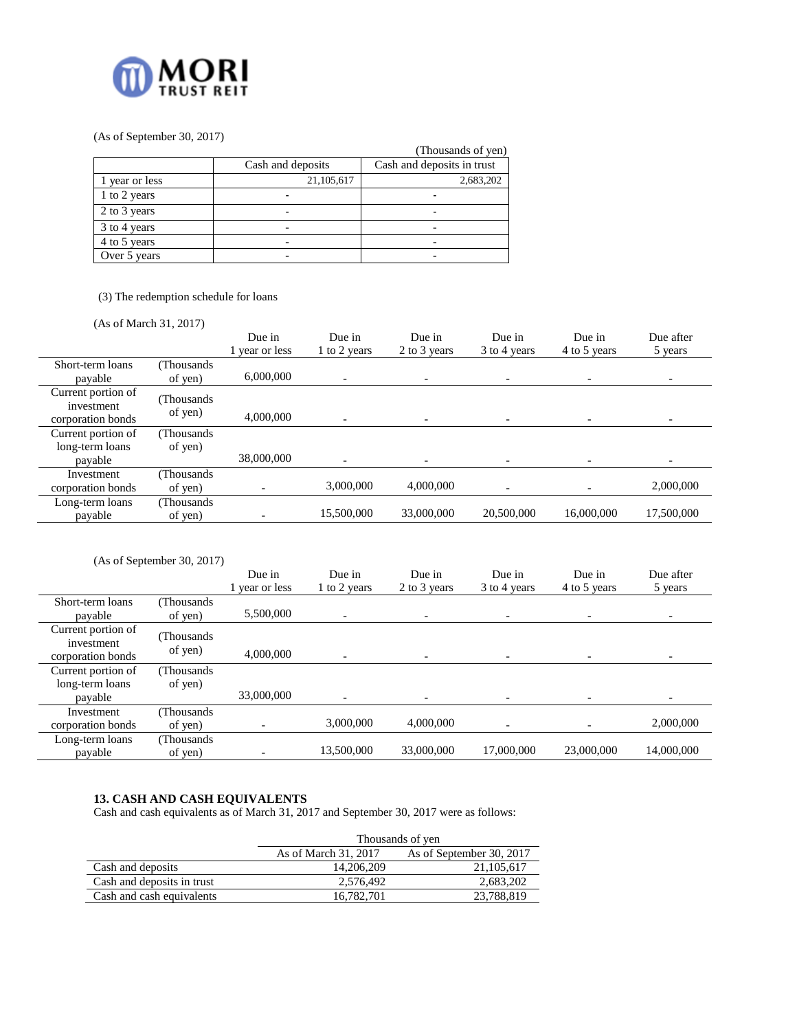(As of September 30, 2017)

(Thousands of yen)

| | Cash and deposits | Cash and deposits in trust |
|---|---|---|
| 1 year or less | 21,105,617 | 2,683,202 |
| 1 to 2 years | - | - |
| 2 to 3 years | - | - |
| 3 to 4 years | - | - |
| 4 to 5 years | - | - |
| Over 5 years | - | - |

(3) The redemption schedule for loans

(As of March 31, 2017)

| | | Due in 1 year or less | Due in 1 to 2 years | Due in 2 to 3 years | Due in 3 to 4 years | Due in 4 to 5 years | Due after 5 years |
|---|---|---|---|---|---|---|---|
| Short-term loans payable | (Thousands of yen) | 6,000,000 | - | - | - | - | - |
| Current portion of investment corporation bonds | (Thousands of yen) | 4,000,000 | - | - | - | - | - |
| Current portion of long-term loans payable | (Thousands of yen) | 38,000,000 | - | - | - | - | - |
| Investment corporation bonds | (Thousands of yen) | - | 3,000,000 | 4,000,000 | - | - | 2,000,000 |
| Long-term loans payable | (Thousands of yen) | - | 15,500,000 | 33,000,000 | 20,500,000 | 16,000,000 | 17,500,000 |

(As of September 30, 2017)

| | | Due in 1 year or less | Due in 1 to 2 years | Due in 2 to 3 years | Due in 3 to 4 years | Due in 4 to 5 years | Due after 5 years |
|---|---|---|---|---|---|---|---|
| Short-term loans payable | (Thousands of yen) | 5,500,000 | - | - | - | - | - |
| Current portion of investment corporation bonds | (Thousands of yen) | 4,000,000 | - | - | - | - | - |
| Current portion of long-term loans payable | (Thousands of yen) | 33,000,000 | - | - | - | - | - |
| Investment corporation bonds | (Thousands of yen) | - | 3,000,000 | 4,000,000 | - | - | 2,000,000 |
| Long-term loans payable | (Thousands of yen) | - | 13,500,000 | 33,000,000 | 17,000,000 | 23,000,000 | 14,000,000 |

**13. CASH AND CASH EQUIVALENTS**

Cash and cash equivalents as of March 31, 2017 and September 30, 2017 were as follows:

| | Thousands of yen | |
|---|---|---|
| | As of March 31, 2017 | As of September 30, 2017 |
| Cash and deposits | 14,206,209 | 21,105,617 |
| Cash and deposits in trust | 2,576,492 | 2,683,202 |
| Cash and cash equivalents | 16,782,701 | 23,788,819 |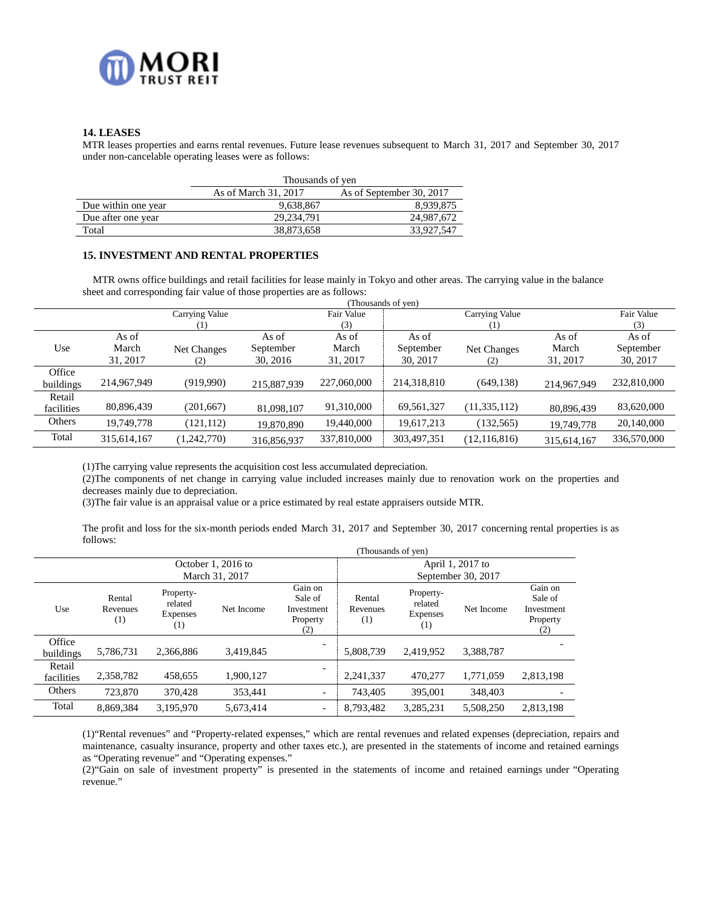## 14. LEASES

MTR leases properties and earns rental revenues. Future lease revenues subsequent to March 31, 2017 and September 30, 2017 under non-cancelable operating leases were as follows:

| | Thousands of yen | |
|---|---|---|
| | As of March 31, 2017 | As of September 30, 2017 |
| Due within one year | 9,638,867 | 8,939,875 |
| Due after one year | 29,234,791 | 24,987,672 |
| Total | 38,873,658 | 33,927,547 |

## 15. INVESTMENT AND RENTAL PROPERTIES

MTR owns office buildings and retail facilities for lease mainly in Tokyo and other areas. The carrying value in the balance sheet and corresponding fair value of those properties are as follows:

(Thousands of yen)

| Use | Carrying Value (1) | | | Fair Value (3) | Carrying Value (1) | | | Fair Value (3) |
|---|---|---|---|---|---|---|---|---|
| | As of March 31, 2017 | Net Changes (2) | As of September 30, 2016 | As of March 31, 2017 | As of September 30, 2017 | Net Changes (2) | As of March 31, 2017 | As of September 30, 2017 |
| Office buildings | 214,967,949 | (919,990) | 215,887,939 | 227,060,000 | 214,318,810 | (649,138) | 214,967,949 | 232,810,000 |
| Retail facilities | 80,896,439 | (201,667) | 81,098,107 | 91,310,000 | 69,561,327 | (11,335,112) | 80,896,439 | 83,620,000 |
| Others | 19,749,778 | (121,112) | 19,870,890 | 19,440,000 | 19,617,213 | (132,565) | 19,749,778 | 20,140,000 |
| Total | 315,614,167 | (1,242,770) | 316,856,937 | 337,810,000 | 303,497,351 | (12,116,816) | 315,614,167 | 336,570,000 |

(1)The carrying value represents the acquisition cost less accumulated depreciation.
(2)The components of net change in carrying value included increases mainly due to renovation work on the properties and decreases mainly due to depreciation.
(3)The fair value is an appraisal value or a price estimated by real estate appraisers outside MTR.

The profit and loss for the six-month periods ended March 31, 2017 and September 30, 2017 concerning rental properties is as follows:

(Thousands of yen)

| Use | October 1, 2016 to March 31, 2017 | | | | April 1, 2017 to September 30, 2017 | | | |
|---|---|---|---|---|---|---|---|---|
| | Rental Revenues (1) | Property-related Expenses (1) | Net Income | Gain on Sale of Investment Property (2) | Rental Revenues (1) | Property-related Expenses (1) | Net Income | Gain on Sale of Investment Property (2) |
| Office buildings | 5,786,731 | 2,366,886 | 3,419,845 | - | 5,808,739 | 2,419,952 | 3,388,787 | - |
| Retail facilities | 2,358,782 | 458,655 | 1,900,127 | - | 2,241,337 | 470,277 | 1,771,059 | 2,813,198 |
| Others | 723,870 | 370,428 | 353,441 | - | 743,405 | 395,001 | 348,403 | - |
| Total | 8,869,384 | 3,195,970 | 5,673,414 | - | 8,793,482 | 3,285,231 | 5,508,250 | 2,813,198 |

(1)"Rental revenues" and "Property-related expenses," which are rental revenues and related expenses (depreciation, repairs and maintenance, casualty insurance, property and other taxes etc.), are presented in the statements of income and retained earnings as "Operating revenue" and "Operating expenses."
(2)"Gain on sale of investment property" is presented in the statements of income and retained earnings under "Operating revenue."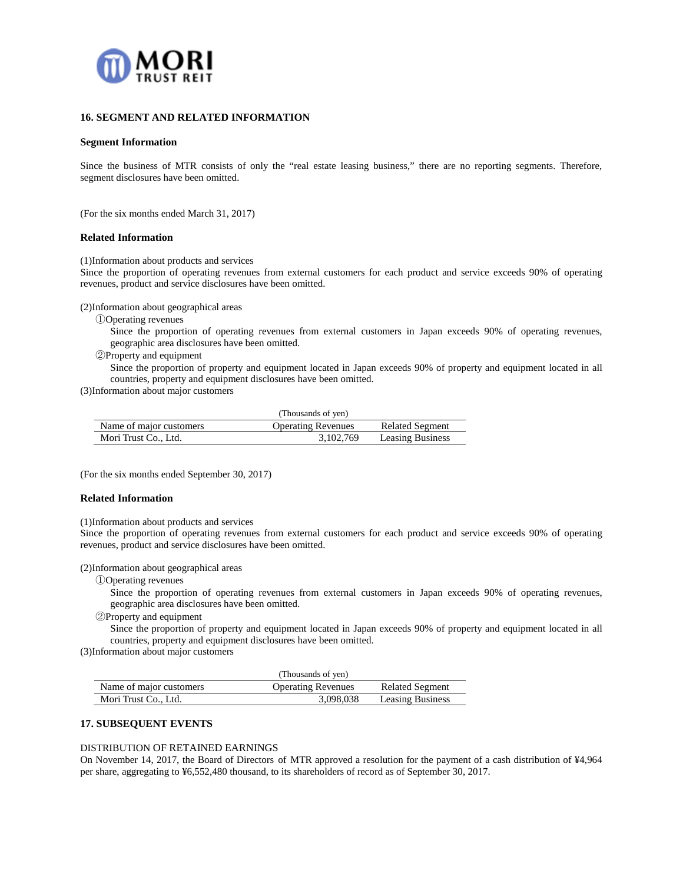## 16. SEGMENT AND RELATED INFORMATION

### Segment Information

Since the business of MTR consists of only the "real estate leasing business," there are no reporting segments. Therefore, segment disclosures have been omitted.

(For the six months ended March 31, 2017)

### Related Information

(1)Information about products and services
Since the proportion of operating revenues from external customers for each product and service exceeds 90% of operating revenues, product and service disclosures have been omitted.

(2)Information about geographical areas

①Operating revenues
Since the proportion of operating revenues from external customers in Japan exceeds 90% of operating revenues, geographic area disclosures have been omitted.

②Property and equipment
Since the proportion of property and equipment located in Japan exceeds 90% of property and equipment located in all countries, property and equipment disclosures have been omitted.

(3)Information about major customers

(Thousands of yen)

| Name of major customers | Operating Revenues | Related Segment |
|---|---|---|
| Mori Trust Co., Ltd. | 3,102,769 | Leasing Business |

(For the six months ended September 30, 2017)

### Related Information

(1)Information about products and services
Since the proportion of operating revenues from external customers for each product and service exceeds 90% of operating revenues, product and service disclosures have been omitted.

(2)Information about geographical areas

①Operating revenues
Since the proportion of operating revenues from external customers in Japan exceeds 90% of operating revenues, geographic area disclosures have been omitted.

②Property and equipment
Since the proportion of property and equipment located in Japan exceeds 90% of property and equipment located in all countries, property and equipment disclosures have been omitted.

(3)Information about major customers

(Thousands of yen)

| Name of major customers | Operating Revenues | Related Segment |
|---|---|---|
| Mori Trust Co., Ltd. | 3,098,038 | Leasing Business |

## 17. SUBSEQUENT EVENTS

DISTRIBUTION OF RETAINED EARNINGS

On November 14, 2017, the Board of Directors of MTR approved a resolution for the payment of a cash distribution of ¥4,964 per share, aggregating to ¥6,552,480 thousand, to its shareholders of record as of September 30, 2017.